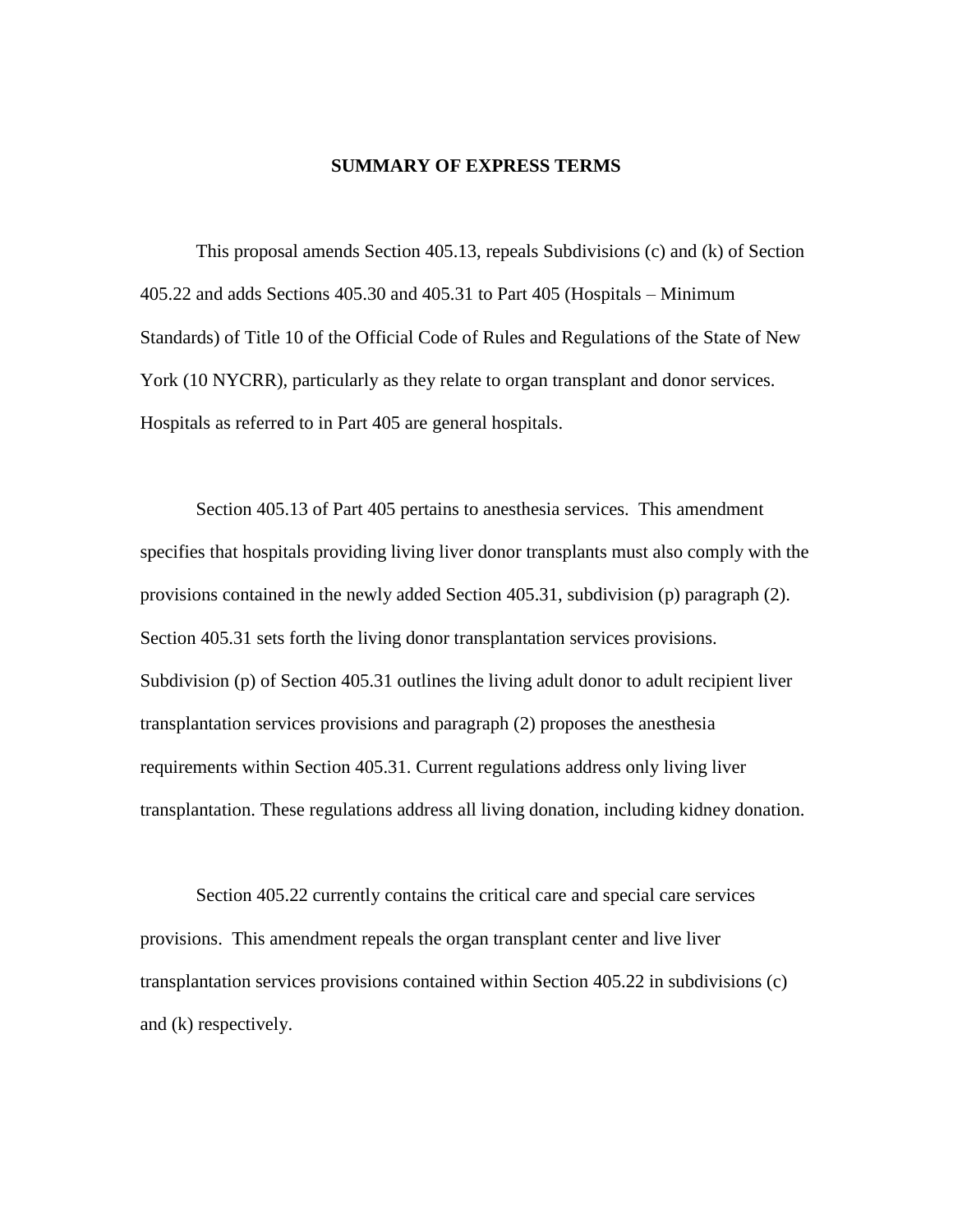# SUMMARY OF EXPRESS TERMS

This proposal amends Section 405.13, repeals Subdivisions (c) and (k) of Section 405.22 and adds Sections 405.30 and 405.31 to Part 405 (Hospitals – Minimum Standards) of Title 10 of the Official Code of Rules and Regulations of the State of New York (10 NYCRR), particularly as they relate to organ transplant and donor services. Hospitals as referred to in Part 405 are general hospitals.

Section 405.13 of Part 405 pertains to anesthesia services. This amendment specifies that hospitals providing living liver donor transplants must also comply with the provisions contained in the newly added Section 405.31, subdivision (p) paragraph (2). Section 405.31 sets forth the living donor transplantation services provisions. Subdivision (p) of Section 405.31 outlines the living adult donor to adult recipient liver transplantation services provisions and paragraph (2) proposes the anesthesia requirements within Section 405.31. Current regulations address only living liver transplantation. These regulations address all living donation, including kidney donation.

Section 405.22 currently contains the critical care and special care services provisions. This amendment repeals the organ transplant center and live liver transplantation services provisions contained within Section 405.22 in subdivisions (c) and (k) respectively.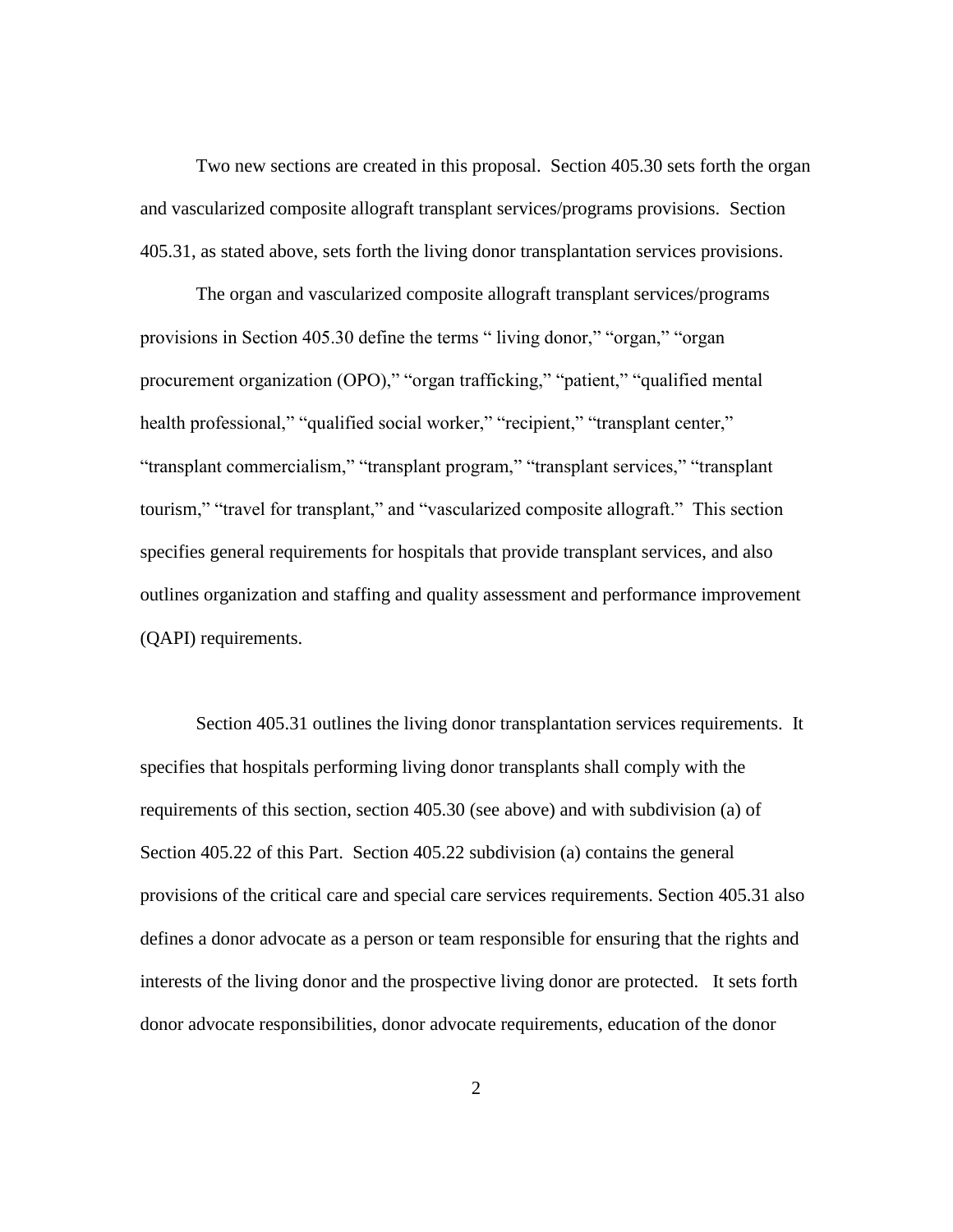Two new sections are created in this proposal. Section 405.30 sets forth the organ and vascularized composite allograft transplant services/programs provisions. Section 405.31, as stated above, sets forth the living donor transplantation services provisions.

The organ and vascularized composite allograft transplant services/programs provisions in Section 405.30 define the terms " living donor," "organ," "organ procurement organization (OPO)," "organ trafficking," "patient," "qualified mental health professional," "qualified social worker," "recipient," "transplant center," "transplant commercialism," "transplant program," "transplant services," "transplant tourism," "travel for transplant," and "vascularized composite allograft." This section specifies general requirements for hospitals that provide transplant services, and also outlines organization and staffing and quality assessment and performance improvement (QAPI) requirements.

Section 405.31 outlines the living donor transplantation services requirements. It specifies that hospitals performing living donor transplants shall comply with the requirements of this section, section 405.30 (see above) and with subdivision (a) of Section 405.22 of this Part. Section 405.22 subdivision (a) contains the general provisions of the critical care and special care services requirements. Section 405.31 also defines a donor advocate as a person or team responsible for ensuring that the rights and interests of the living donor and the prospective living donor are protected. It sets forth donor advocate responsibilities, donor advocate requirements, education of the donor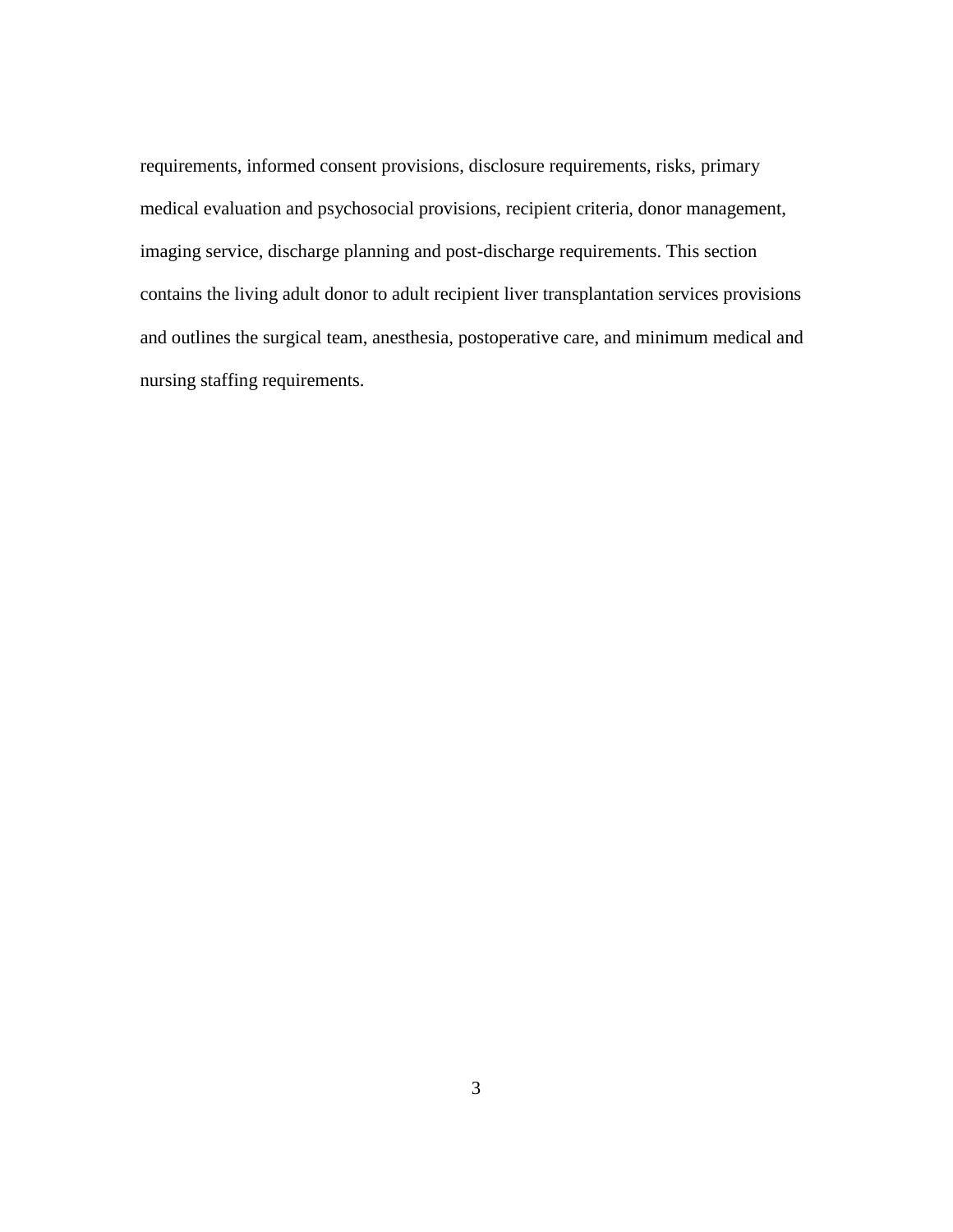requirements, informed consent provisions, disclosure requirements, risks, primary medical evaluation and psychosocial provisions, recipient criteria, donor management, imaging service, discharge planning and post-discharge requirements. This section contains the living adult donor to adult recipient liver transplantation services provisions and outlines the surgical team, anesthesia, postoperative care, and minimum medical and nursing staffing requirements.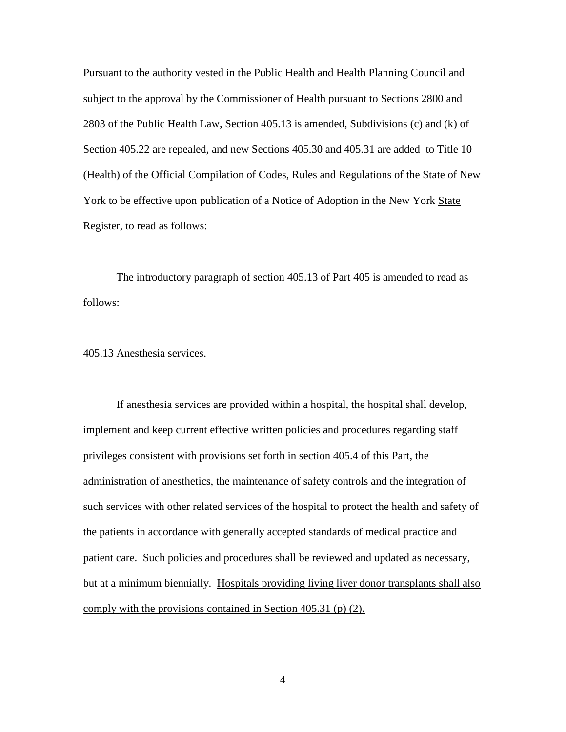Pursuant to the authority vested in the Public Health and Health Planning Council and subject to the approval by the Commissioner of Health pursuant to Sections 2800 and 2803 of the Public Health Law, Section 405.13 is amended, Subdivisions (c) and (k) of Section 405.22 are repealed, and new Sections 405.30 and 405.31 are added to Title 10 (Health) of the Official Compilation of Codes, Rules and Regulations of the State of New York to be effective upon publication of a Notice of Adoption in the New York <u>State Register</u>, to read as follows:

The introductory paragraph of section 405.13 of Part 405 is amended to read as follows:

405.13 Anesthesia services.

If anesthesia services are provided within a hospital, the hospital shall develop, implement and keep current effective written policies and procedures regarding staff privileges consistent with provisions set forth in section 405.4 of this Part, the administration of anesthetics, the maintenance of safety controls and the integration of such services with other related services of the hospital to protect the health and safety of the patients in accordance with generally accepted standards of medical practice and patient care. Such policies and procedures shall be reviewed and updated as necessary, but at a minimum biennially. <u>Hospitals providing living liver donor transplants shall also comply with the provisions contained in Section 405.31 (p) (2).</u>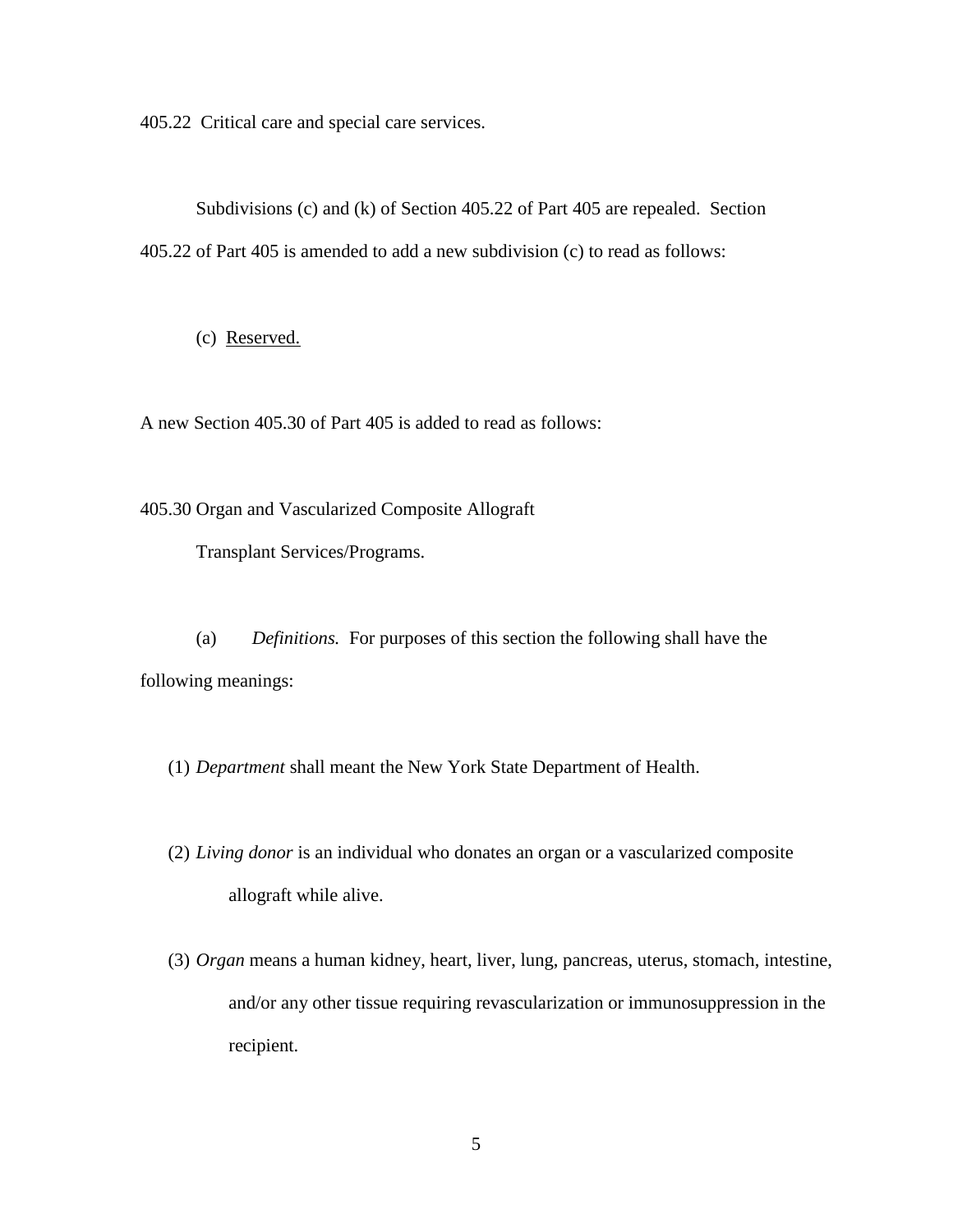405.22 Critical care and special care services.

Subdivisions (c) and (k) of Section 405.22 of Part 405 are repealed. Section 405.22 of Part 405 is amended to add a new subdivision (c) to read as follows:

(c) <u>Reserved.</u>

A new Section 405.30 of Part 405 is added to read as follows:

405.30 Organ and Vascularized Composite Allograft Transplant Services/Programs.

(a) *Definitions.* For purposes of this section the following shall have the following meanings:

(1) *Department* shall meant the New York State Department of Health.

(2) *Living donor* is an individual who donates an organ or a vascularized composite allograft while alive.

(3) *Organ* means a human kidney, heart, liver, lung, pancreas, uterus, stomach, intestine, and/or any other tissue requiring revascularization or immunosuppression in the recipient.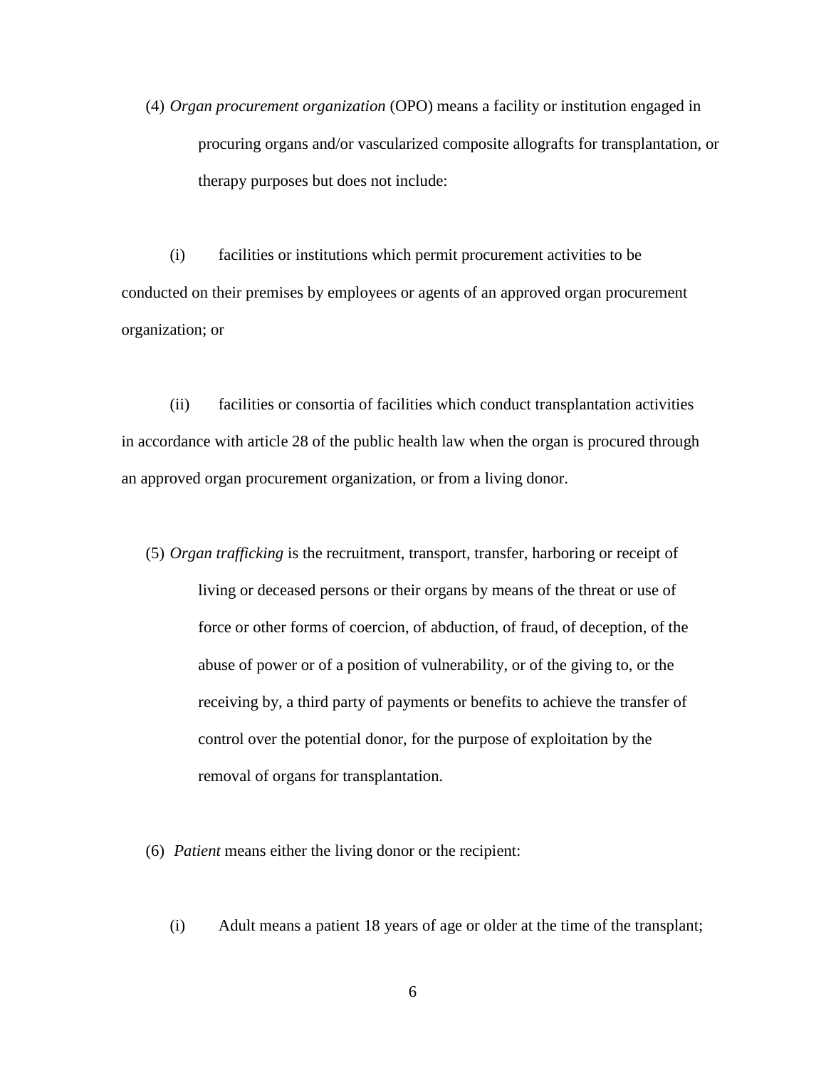(4) *Organ procurement organization* (OPO) means a facility or institution engaged in procuring organs and/or vascularized composite allografts for transplantation, or therapy purposes but does not include:

(i) facilities or institutions which permit procurement activities to be conducted on their premises by employees or agents of an approved organ procurement organization; or

(ii) facilities or consortia of facilities which conduct transplantation activities in accordance with article 28 of the public health law when the organ is procured through an approved organ procurement organization, or from a living donor.

(5) *Organ trafficking* is the recruitment, transport, transfer, harboring or receipt of living or deceased persons or their organs by means of the threat or use of force or other forms of coercion, of abduction, of fraud, of deception, of the abuse of power or of a position of vulnerability, or of the giving to, or the receiving by, a third party of payments or benefits to achieve the transfer of control over the potential donor, for the purpose of exploitation by the removal of organs for transplantation.

(6) *Patient* means either the living donor or the recipient:

(i) Adult means a patient 18 years of age or older at the time of the transplant;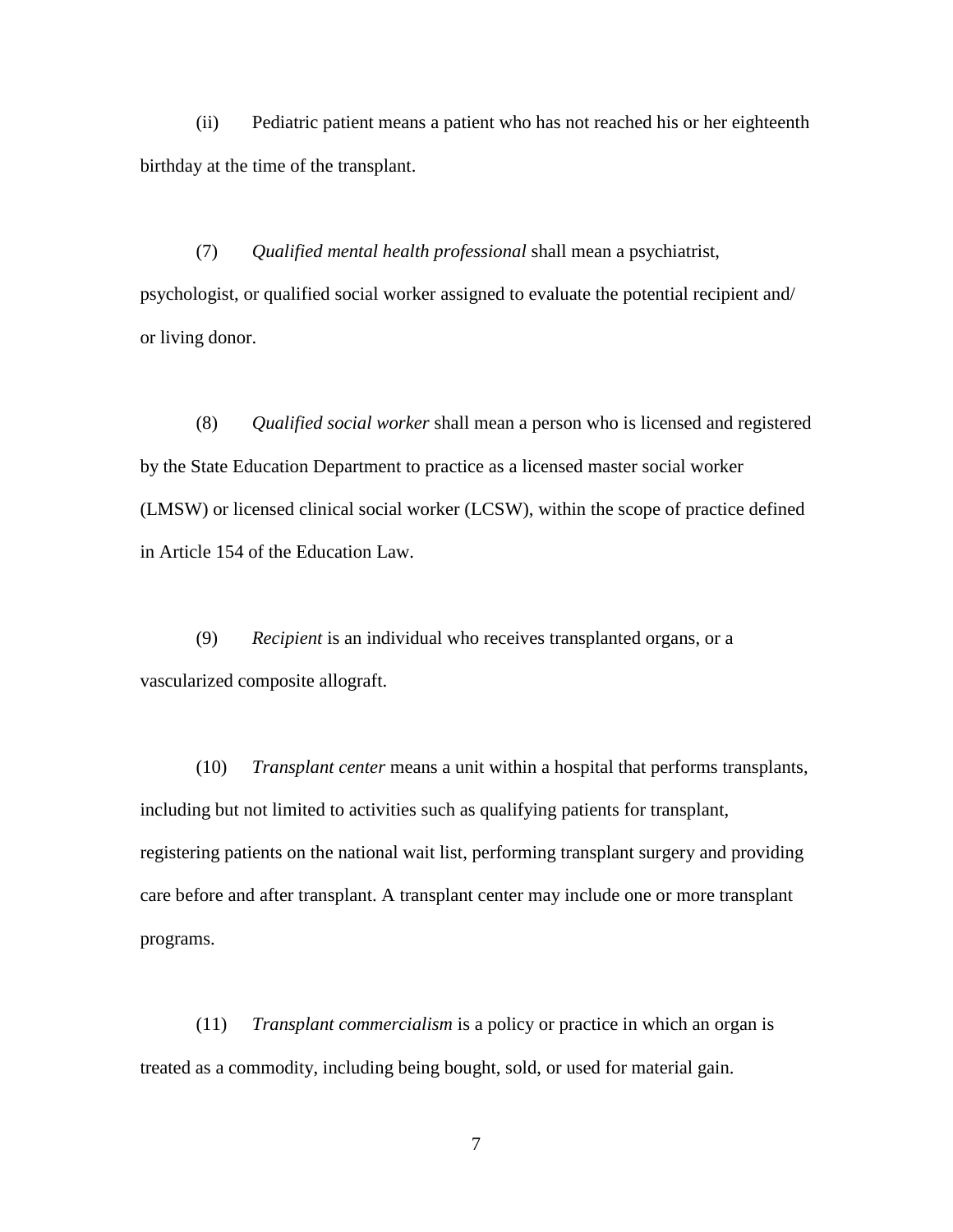(ii) Pediatric patient means a patient who has not reached his or her eighteenth birthday at the time of the transplant.

(7) *Qualified mental health professional* shall mean a psychiatrist, psychologist, or qualified social worker assigned to evaluate the potential recipient and/ or living donor.

(8) *Qualified social worker* shall mean a person who is licensed and registered by the State Education Department to practice as a licensed master social worker (LMSW) or licensed clinical social worker (LCSW), within the scope of practice defined in Article 154 of the Education Law.

(9) *Recipient* is an individual who receives transplanted organs, or a vascularized composite allograft.

(10) *Transplant center* means a unit within a hospital that performs transplants, including but not limited to activities such as qualifying patients for transplant, registering patients on the national wait list, performing transplant surgery and providing care before and after transplant. A transplant center may include one or more transplant programs.

(11) *Transplant commercialism* is a policy or practice in which an organ is treated as a commodity, including being bought, sold, or used for material gain.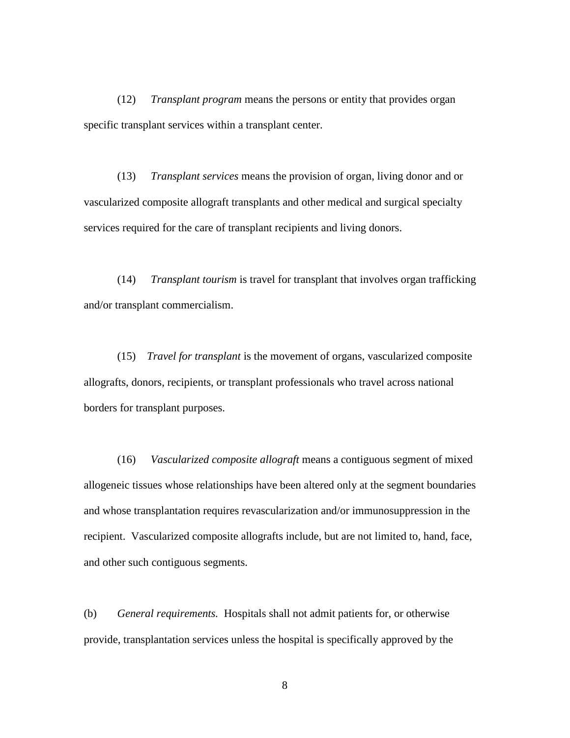(12) *Transplant program* means the persons or entity that provides organ specific transplant services within a transplant center.

(13) *Transplant services* means the provision of organ, living donor and or vascularized composite allograft transplants and other medical and surgical specialty services required for the care of transplant recipients and living donors.

(14) *Transplant tourism* is travel for transplant that involves organ trafficking and/or transplant commercialism.

(15) *Travel for transplant* is the movement of organs, vascularized composite allografts, donors, recipients, or transplant professionals who travel across national borders for transplant purposes.

(16) *Vascularized composite allograft* means a contiguous segment of mixed allogeneic tissues whose relationships have been altered only at the segment boundaries and whose transplantation requires revascularization and/or immunosuppression in the recipient. Vascularized composite allografts include, but are not limited to, hand, face, and other such contiguous segments.

(b) *General requirements.* Hospitals shall not admit patients for, or otherwise provide, transplantation services unless the hospital is specifically approved by the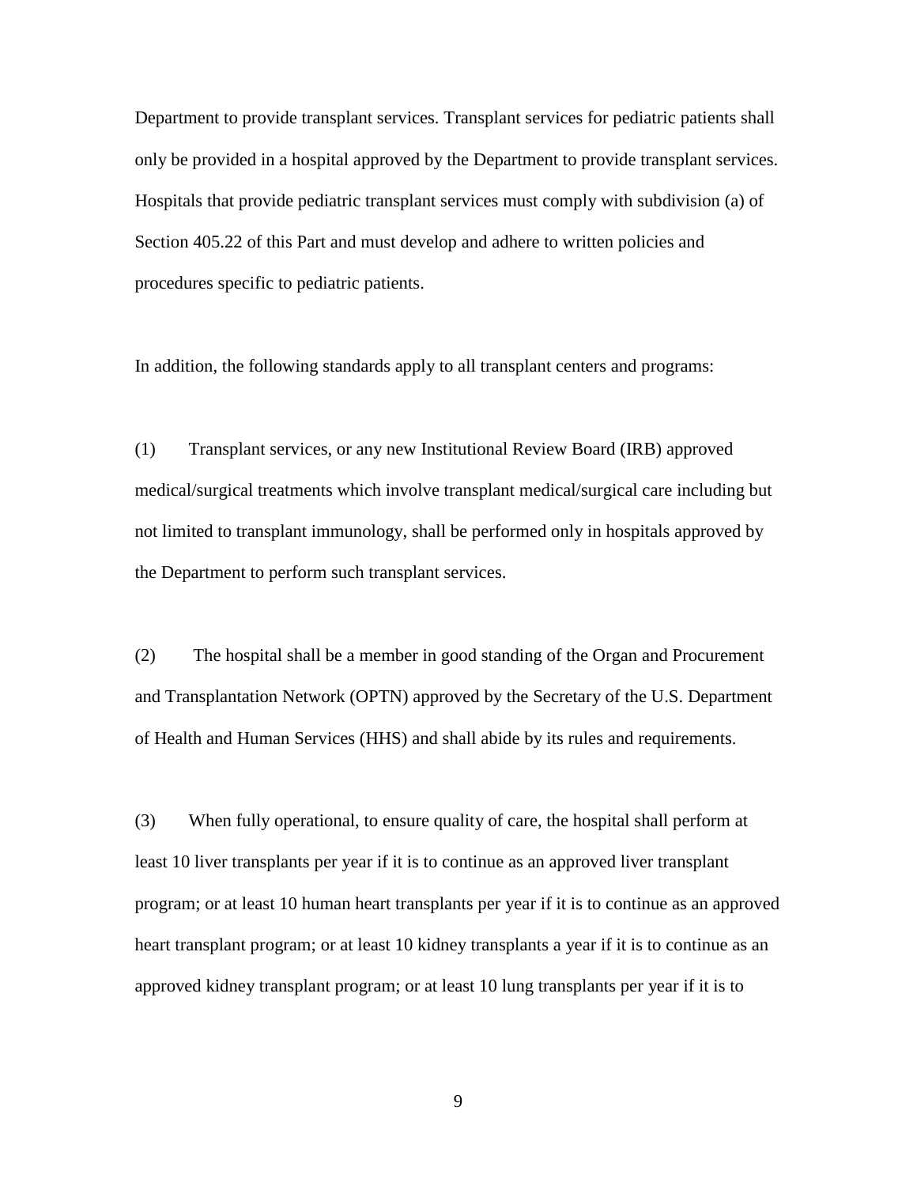Department to provide transplant services. Transplant services for pediatric patients shall only be provided in a hospital approved by the Department to provide transplant services. Hospitals that provide pediatric transplant services must comply with subdivision (a) of Section 405.22 of this Part and must develop and adhere to written policies and procedures specific to pediatric patients.

In addition, the following standards apply to all transplant centers and programs:

(1) Transplant services, or any new Institutional Review Board (IRB) approved medical/surgical treatments which involve transplant medical/surgical care including but not limited to transplant immunology, shall be performed only in hospitals approved by the Department to perform such transplant services.

(2) The hospital shall be a member in good standing of the Organ and Procurement and Transplantation Network (OPTN) approved by the Secretary of the U.S. Department of Health and Human Services (HHS) and shall abide by its rules and requirements.

(3) When fully operational, to ensure quality of care, the hospital shall perform at least 10 liver transplants per year if it is to continue as an approved liver transplant program; or at least 10 human heart transplants per year if it is to continue as an approved heart transplant program; or at least 10 kidney transplants a year if it is to continue as an approved kidney transplant program; or at least 10 lung transplants per year if it is to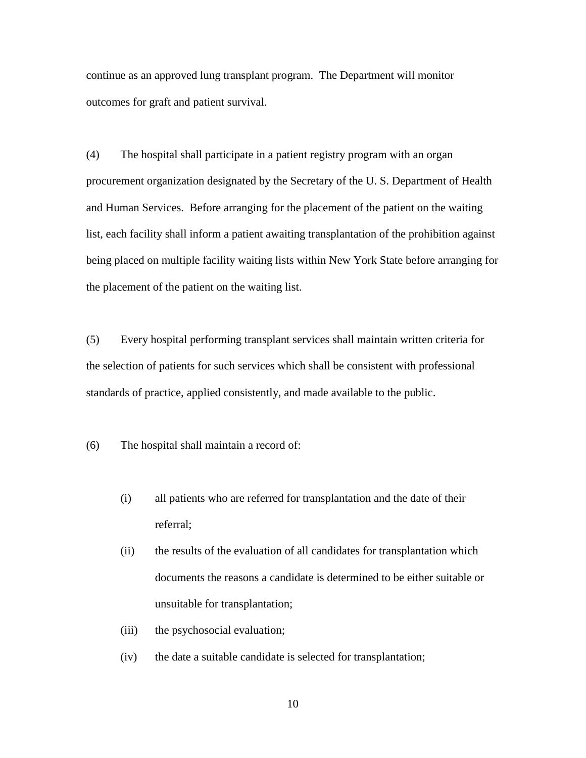continue as an approved lung transplant program. The Department will monitor outcomes for graft and patient survival.

(4) The hospital shall participate in a patient registry program with an organ procurement organization designated by the Secretary of the U. S. Department of Health and Human Services. Before arranging for the placement of the patient on the waiting list, each facility shall inform a patient awaiting transplantation of the prohibition against being placed on multiple facility waiting lists within New York State before arranging for the placement of the patient on the waiting list.

(5) Every hospital performing transplant services shall maintain written criteria for the selection of patients for such services which shall be consistent with professional standards of practice, applied consistently, and made available to the public.

(6) The hospital shall maintain a record of:

- (i) all patients who are referred for transplantation and the date of their referral;
- (ii) the results of the evaluation of all candidates for transplantation which documents the reasons a candidate is determined to be either suitable or unsuitable for transplantation;
- (iii) the psychosocial evaluation;
- (iv) the date a suitable candidate is selected for transplantation;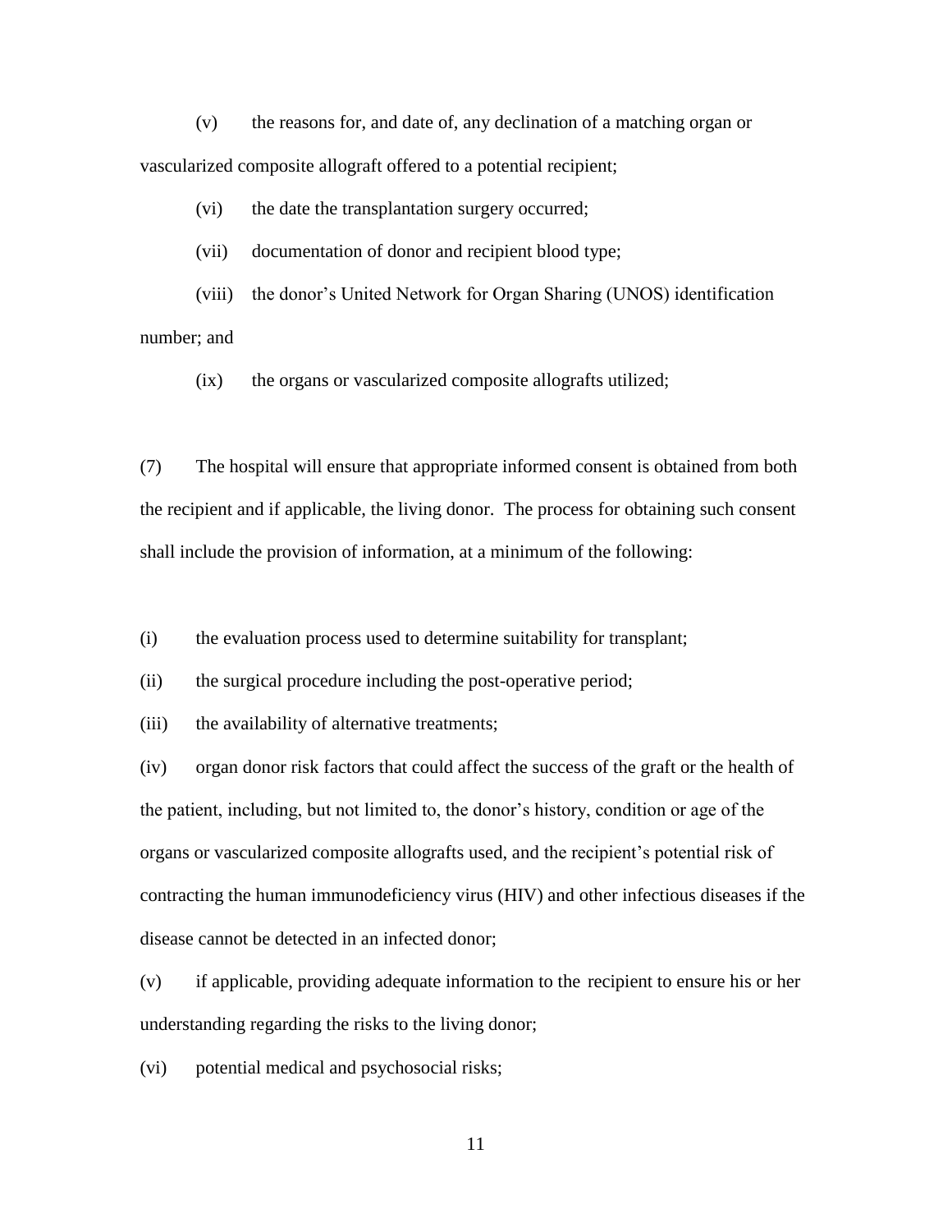(v) the reasons for, and date of, any declination of a matching organ or vascularized composite allograft offered to a potential recipient;

(vi) the date the transplantation surgery occurred;

(vii) documentation of donor and recipient blood type;

(viii) the donor's United Network for Organ Sharing (UNOS) identification number; and

(ix) the organs or vascularized composite allografts utilized;

(7) The hospital will ensure that appropriate informed consent is obtained from both the recipient and if applicable, the living donor. The process for obtaining such consent shall include the provision of information, at a minimum of the following:

(i) the evaluation process used to determine suitability for transplant;

(ii) the surgical procedure including the post-operative period;

(iii) the availability of alternative treatments;

(iv) organ donor risk factors that could affect the success of the graft or the health of the patient, including, but not limited to, the donor's history, condition or age of the organs or vascularized composite allografts used, and the recipient's potential risk of contracting the human immunodeficiency virus (HIV) and other infectious diseases if the disease cannot be detected in an infected donor;

(v) if applicable, providing adequate information to the recipient to ensure his or her understanding regarding the risks to the living donor;

(vi) potential medical and psychosocial risks;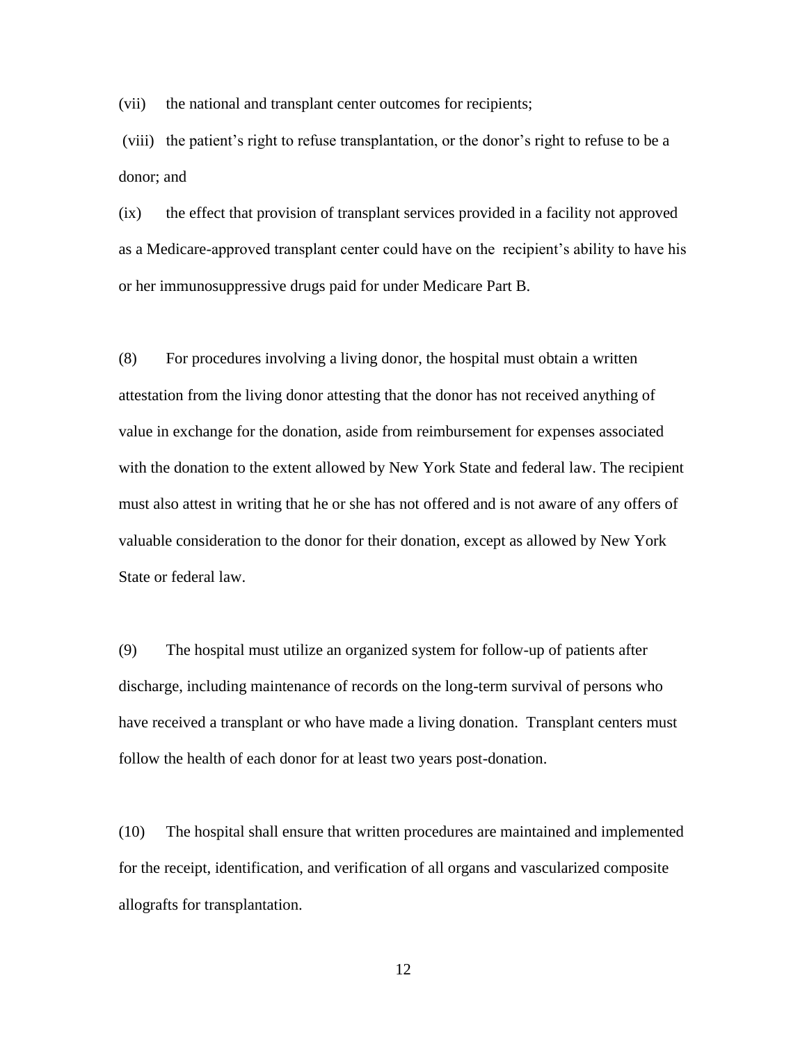(vii) the national and transplant center outcomes for recipients;

(viii) the patient's right to refuse transplantation, or the donor's right to refuse to be a donor; and

(ix) the effect that provision of transplant services provided in a facility not approved as a Medicare-approved transplant center could have on the recipient's ability to have his or her immunosuppressive drugs paid for under Medicare Part B.

(8) For procedures involving a living donor, the hospital must obtain a written attestation from the living donor attesting that the donor has not received anything of value in exchange for the donation, aside from reimbursement for expenses associated with the donation to the extent allowed by New York State and federal law. The recipient must also attest in writing that he or she has not offered and is not aware of any offers of valuable consideration to the donor for their donation, except as allowed by New York State or federal law.

(9) The hospital must utilize an organized system for follow-up of patients after discharge, including maintenance of records on the long-term survival of persons who have received a transplant or who have made a living donation. Transplant centers must follow the health of each donor for at least two years post-donation.

(10) The hospital shall ensure that written procedures are maintained and implemented for the receipt, identification, and verification of all organs and vascularized composite allografts for transplantation.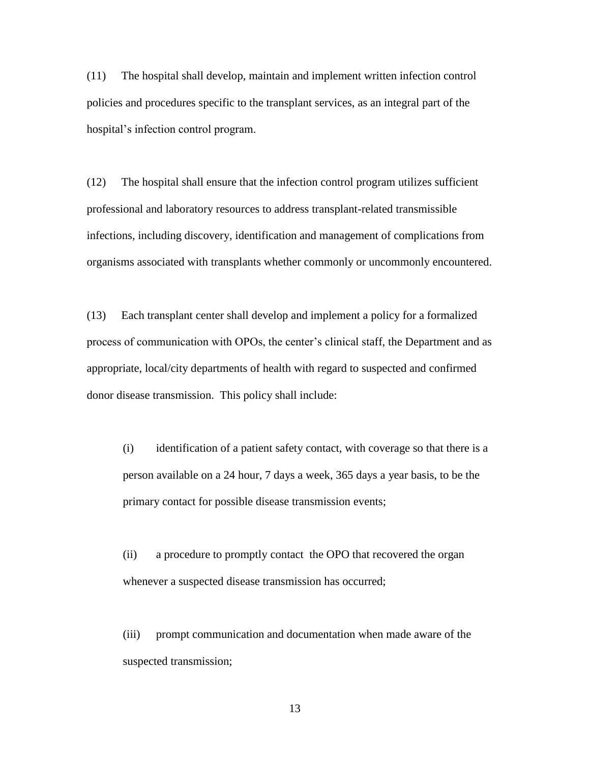(11) The hospital shall develop, maintain and implement written infection control policies and procedures specific to the transplant services, as an integral part of the hospital's infection control program.

(12) The hospital shall ensure that the infection control program utilizes sufficient professional and laboratory resources to address transplant-related transmissible infections, including discovery, identification and management of complications from organisms associated with transplants whether commonly or uncommonly encountered.

(13) Each transplant center shall develop and implement a policy for a formalized process of communication with OPOs, the center's clinical staff, the Department and as appropriate, local/city departments of health with regard to suspected and confirmed donor disease transmission. This policy shall include:

(i) identification of a patient safety contact, with coverage so that there is a person available on a 24 hour, 7 days a week, 365 days a year basis, to be the primary contact for possible disease transmission events;

(ii) a procedure to promptly contact the OPO that recovered the organ whenever a suspected disease transmission has occurred;

(iii) prompt communication and documentation when made aware of the suspected transmission;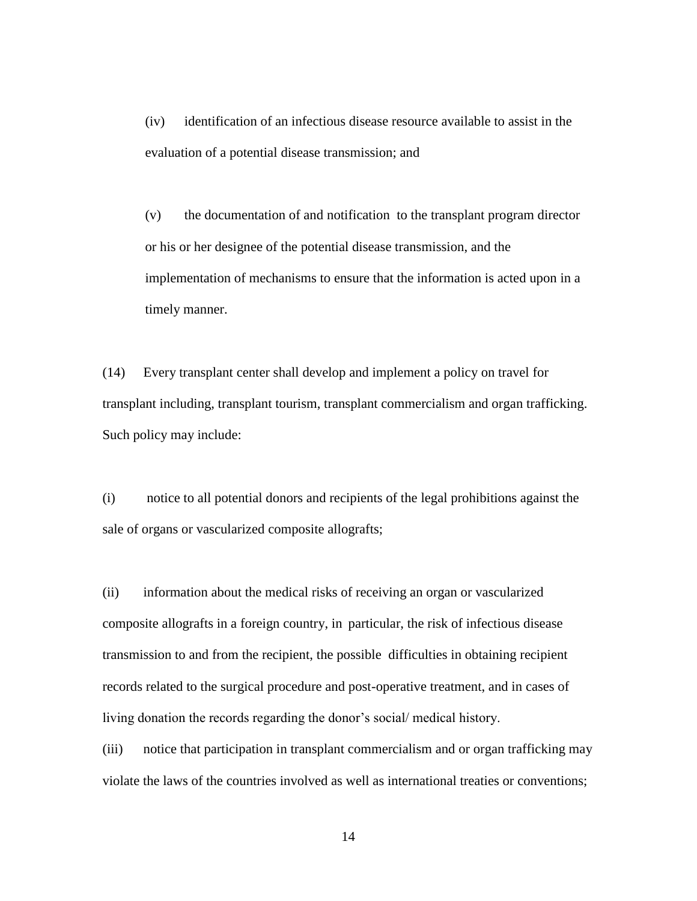(iv) identification of an infectious disease resource available to assist in the evaluation of a potential disease transmission; and

(v) the documentation of and notification to the transplant program director or his or her designee of the potential disease transmission, and the implementation of mechanisms to ensure that the information is acted upon in a timely manner.

(14) Every transplant center shall develop and implement a policy on travel for transplant including, transplant tourism, transplant commercialism and organ trafficking. Such policy may include:

(i) notice to all potential donors and recipients of the legal prohibitions against the sale of organs or vascularized composite allografts;

(ii) information about the medical risks of receiving an organ or vascularized composite allografts in a foreign country, in particular, the risk of infectious disease transmission to and from the recipient, the possible difficulties in obtaining recipient records related to the surgical procedure and post-operative treatment, and in cases of living donation the records regarding the donor's social/ medical history.

(iii) notice that participation in transplant commercialism and or organ trafficking may violate the laws of the countries involved as well as international treaties or conventions;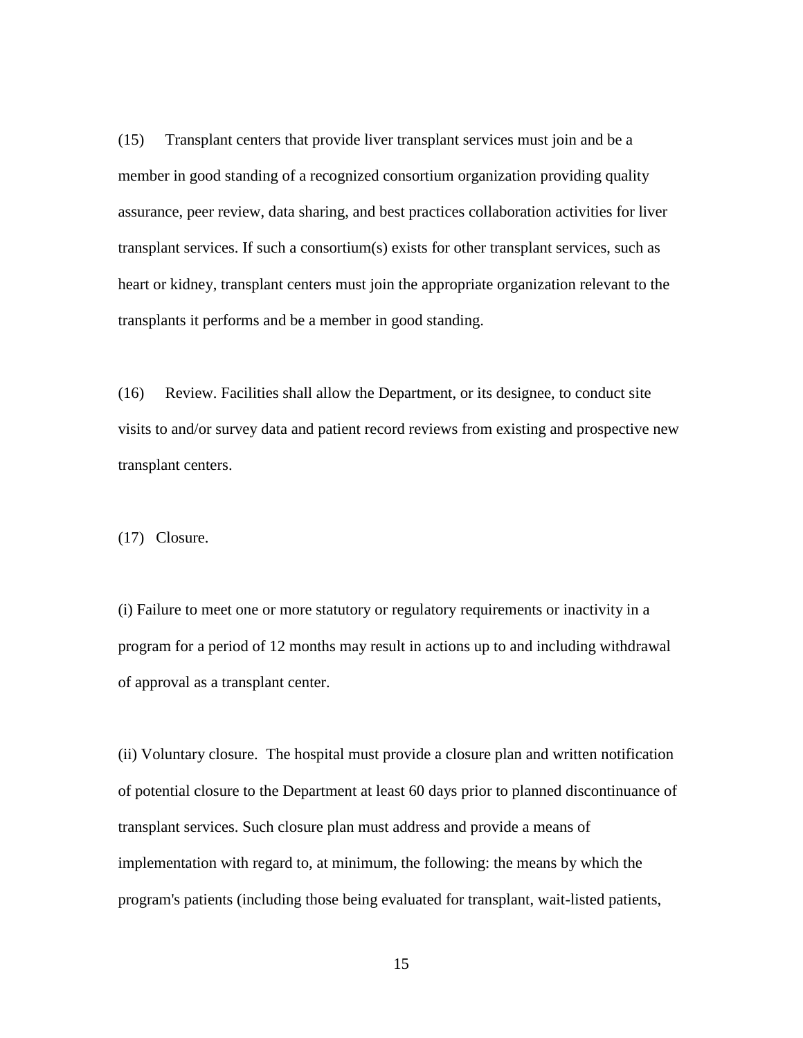(15) Transplant centers that provide liver transplant services must join and be a member in good standing of a recognized consortium organization providing quality assurance, peer review, data sharing, and best practices collaboration activities for liver transplant services. If such a consortium(s) exists for other transplant services, such as heart or kidney, transplant centers must join the appropriate organization relevant to the transplants it performs and be a member in good standing.

(16) Review. Facilities shall allow the Department, or its designee, to conduct site visits to and/or survey data and patient record reviews from existing and prospective new transplant centers.

(17) Closure.

(i) Failure to meet one or more statutory or regulatory requirements or inactivity in a program for a period of 12 months may result in actions up to and including withdrawal of approval as a transplant center.

(ii) Voluntary closure. The hospital must provide a closure plan and written notification of potential closure to the Department at least 60 days prior to planned discontinuance of transplant services. Such closure plan must address and provide a means of implementation with regard to, at minimum, the following: the means by which the program's patients (including those being evaluated for transplant, wait-listed patients,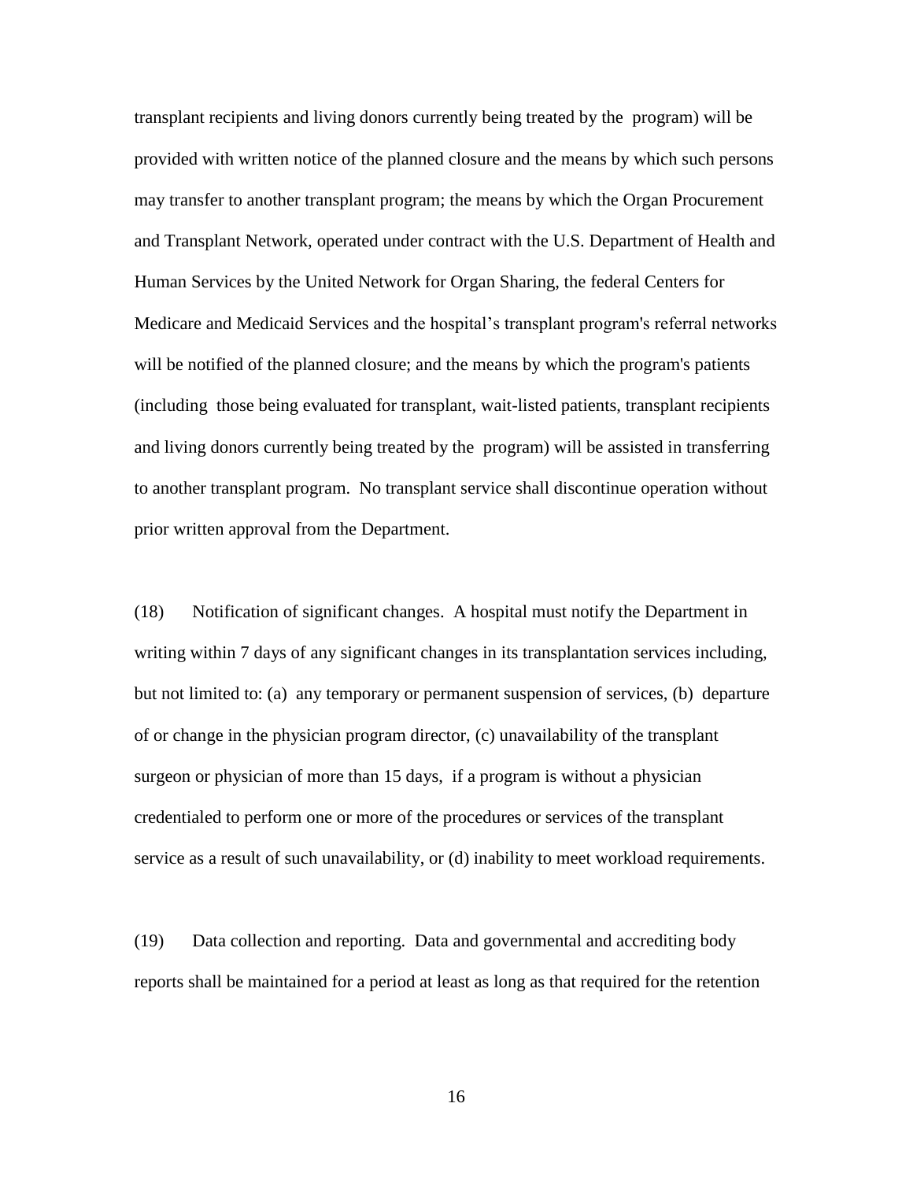transplant recipients and living donors currently being treated by the program) will be provided with written notice of the planned closure and the means by which such persons may transfer to another transplant program; the means by which the Organ Procurement and Transplant Network, operated under contract with the U.S. Department of Health and Human Services by the United Network for Organ Sharing, the federal Centers for Medicare and Medicaid Services and the hospital's transplant program's referral networks will be notified of the planned closure; and the means by which the program's patients (including those being evaluated for transplant, wait-listed patients, transplant recipients and living donors currently being treated by the program) will be assisted in transferring to another transplant program. No transplant service shall discontinue operation without prior written approval from the Department.

(18) Notification of significant changes. A hospital must notify the Department in writing within 7 days of any significant changes in its transplantation services including, but not limited to: (a) any temporary or permanent suspension of services, (b) departure of or change in the physician program director, (c) unavailability of the transplant surgeon or physician of more than 15 days, if a program is without a physician credentialed to perform one or more of the procedures or services of the transplant service as a result of such unavailability, or (d) inability to meet workload requirements.

(19) Data collection and reporting. Data and governmental and accrediting body reports shall be maintained for a period at least as long as that required for the retention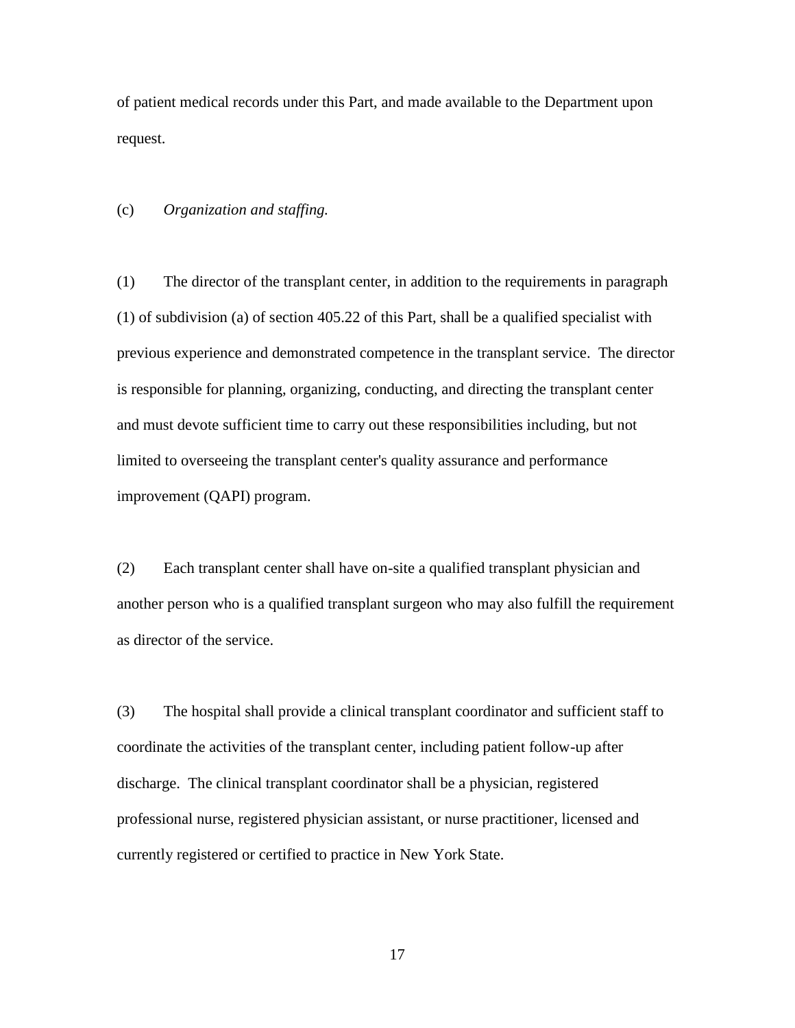of patient medical records under this Part, and made available to the Department upon request.

(c) *Organization and staffing.*

(1) The director of the transplant center, in addition to the requirements in paragraph (1) of subdivision (a) of section 405.22 of this Part, shall be a qualified specialist with previous experience and demonstrated competence in the transplant service. The director is responsible for planning, organizing, conducting, and directing the transplant center and must devote sufficient time to carry out these responsibilities including, but not limited to overseeing the transplant center's quality assurance and performance improvement (QAPI) program.

(2) Each transplant center shall have on-site a qualified transplant physician and another person who is a qualified transplant surgeon who may also fulfill the requirement as director of the service.

(3) The hospital shall provide a clinical transplant coordinator and sufficient staff to coordinate the activities of the transplant center, including patient follow-up after discharge. The clinical transplant coordinator shall be a physician, registered professional nurse, registered physician assistant, or nurse practitioner, licensed and currently registered or certified to practice in New York State.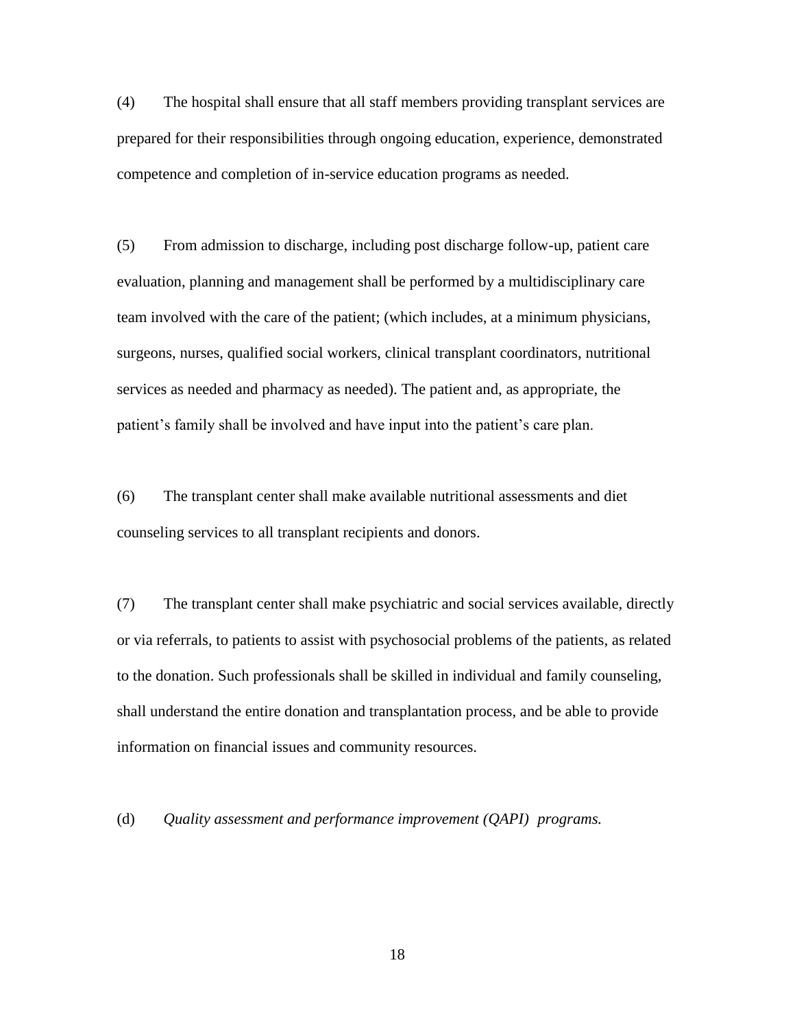(4) The hospital shall ensure that all staff members providing transplant services are prepared for their responsibilities through ongoing education, experience, demonstrated competence and completion of in-service education programs as needed.

(5) From admission to discharge, including post discharge follow-up, patient care evaluation, planning and management shall be performed by a multidisciplinary care team involved with the care of the patient; (which includes, at a minimum physicians, surgeons, nurses, qualified social workers, clinical transplant coordinators, nutritional services as needed and pharmacy as needed). The patient and, as appropriate, the patient's family shall be involved and have input into the patient's care plan.

(6) The transplant center shall make available nutritional assessments and diet counseling services to all transplant recipients and donors.

(7) The transplant center shall make psychiatric and social services available, directly or via referrals, to patients to assist with psychosocial problems of the patients, as related to the donation. Such professionals shall be skilled in individual and family counseling, shall understand the entire donation and transplantation process, and be able to provide information on financial issues and community resources.

(d) *Quality assessment and performance improvement (QAPI) programs.*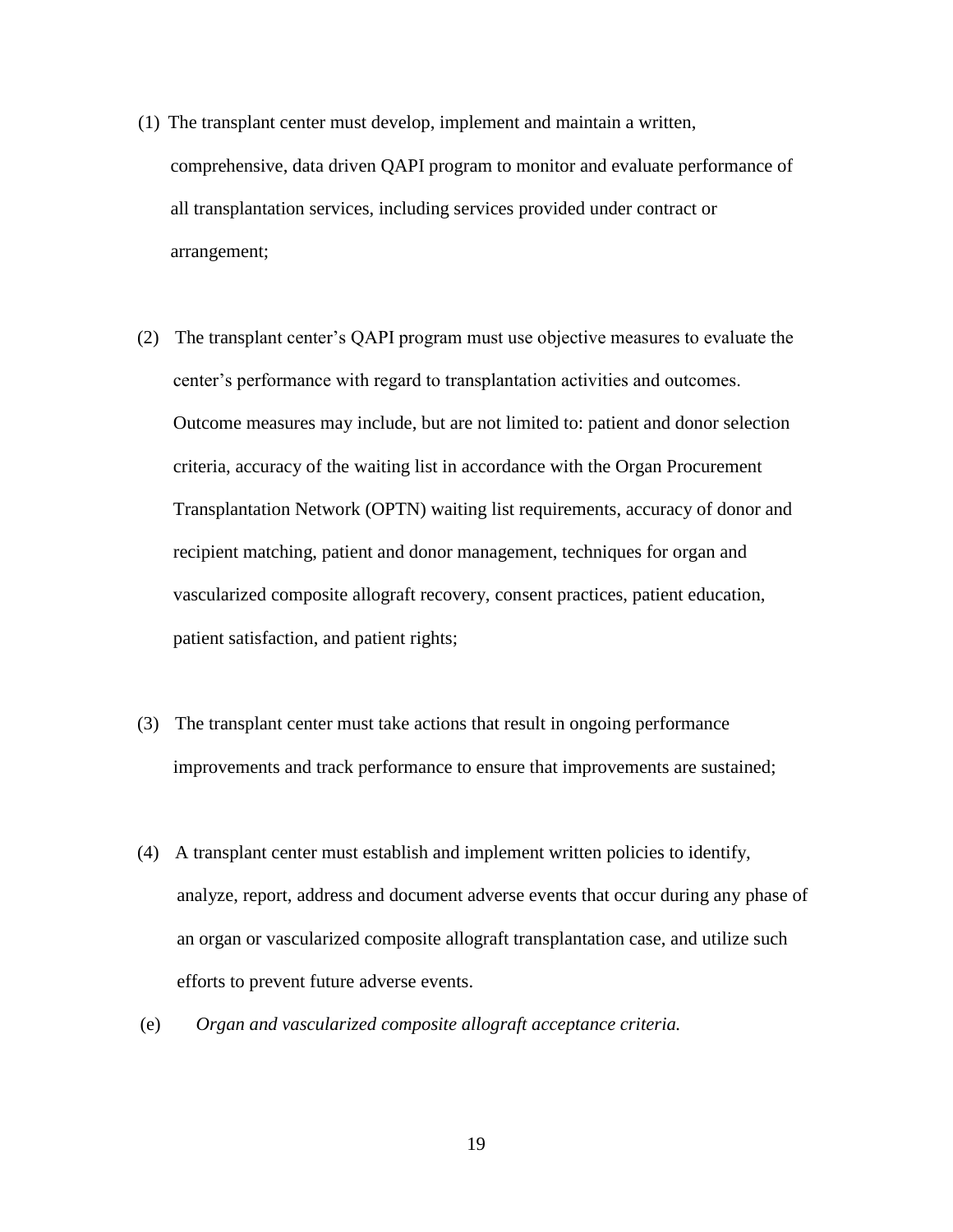(1) The transplant center must develop, implement and maintain a written, comprehensive, data driven QAPI program to monitor and evaluate performance of all transplantation services, including services provided under contract or arrangement;

(2) The transplant center's QAPI program must use objective measures to evaluate the center's performance with regard to transplantation activities and outcomes. Outcome measures may include, but are not limited to: patient and donor selection criteria, accuracy of the waiting list in accordance with the Organ Procurement Transplantation Network (OPTN) waiting list requirements, accuracy of donor and recipient matching, patient and donor management, techniques for organ and vascularized composite allograft recovery, consent practices, patient education, patient satisfaction, and patient rights;

(3) The transplant center must take actions that result in ongoing performance improvements and track performance to ensure that improvements are sustained;

(4) A transplant center must establish and implement written policies to identify, analyze, report, address and document adverse events that occur during any phase of an organ or vascularized composite allograft transplantation case, and utilize such efforts to prevent future adverse events.

(e) *Organ and vascularized composite allograft acceptance criteria.*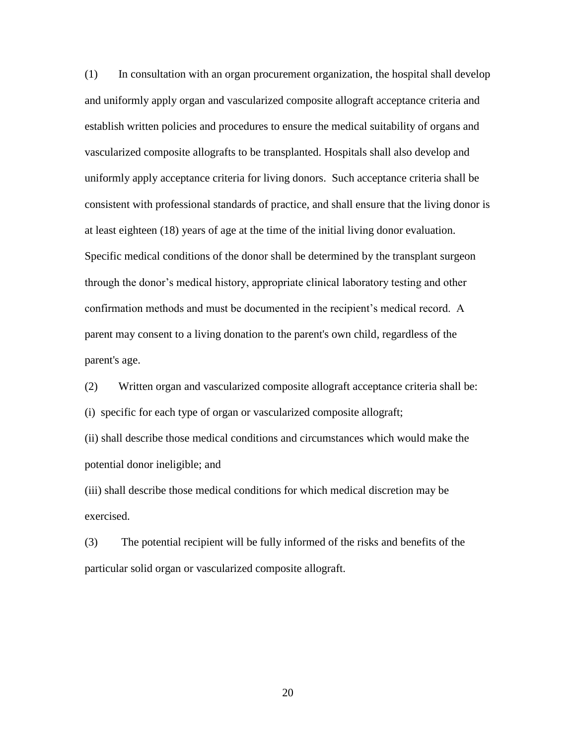(1) In consultation with an organ procurement organization, the hospital shall develop and uniformly apply organ and vascularized composite allograft acceptance criteria and establish written policies and procedures to ensure the medical suitability of organs and vascularized composite allografts to be transplanted. Hospitals shall also develop and uniformly apply acceptance criteria for living donors. Such acceptance criteria shall be consistent with professional standards of practice, and shall ensure that the living donor is at least eighteen (18) years of age at the time of the initial living donor evaluation. Specific medical conditions of the donor shall be determined by the transplant surgeon through the donor's medical history, appropriate clinical laboratory testing and other confirmation methods and must be documented in the recipient's medical record. A parent may consent to a living donation to the parent's own child, regardless of the parent's age.

(2) Written organ and vascularized composite allograft acceptance criteria shall be:

(i) specific for each type of organ or vascularized composite allograft;

(ii) shall describe those medical conditions and circumstances which would make the potential donor ineligible; and

(iii) shall describe those medical conditions for which medical discretion may be exercised.

(3) The potential recipient will be fully informed of the risks and benefits of the particular solid organ or vascularized composite allograft.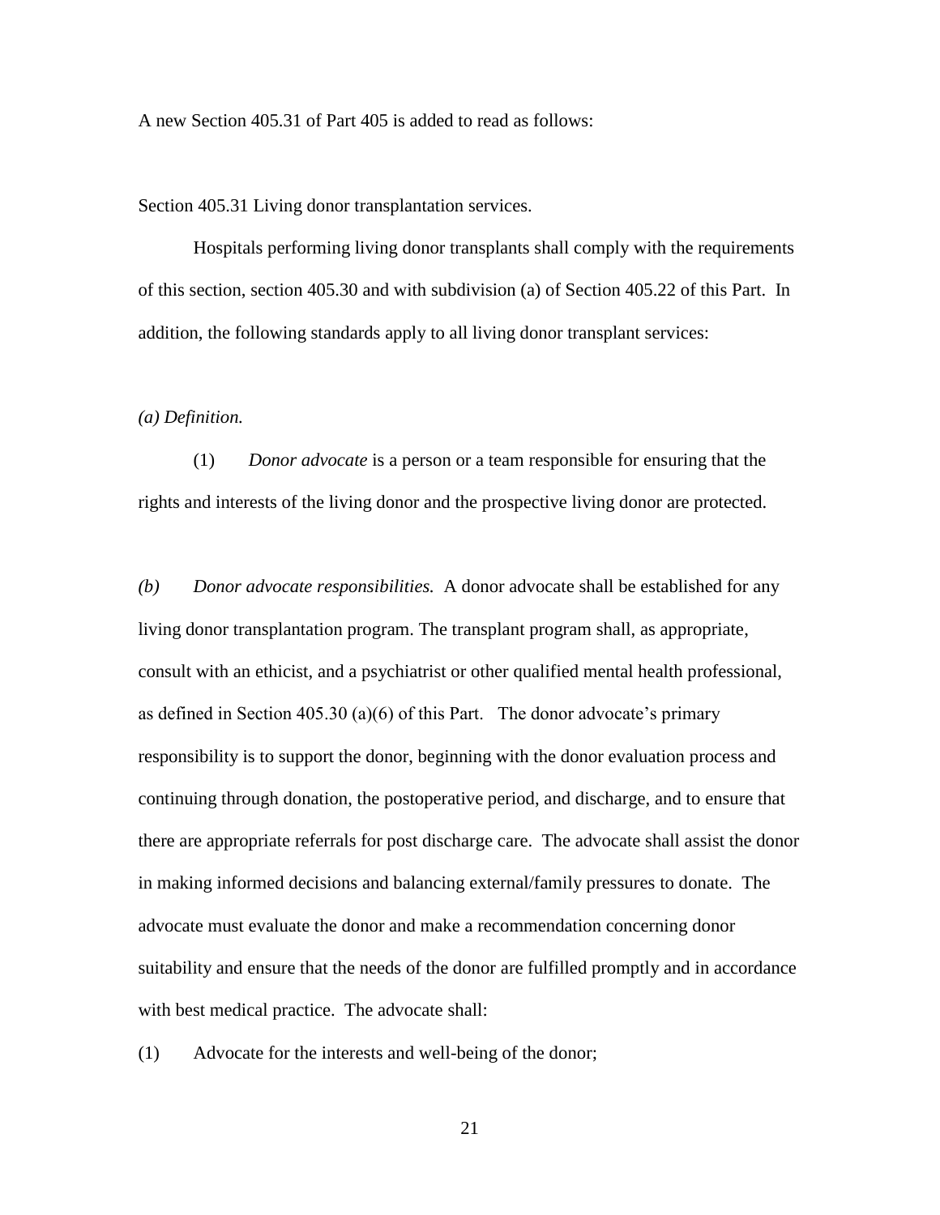A new Section 405.31 of Part 405 is added to read as follows:

Section 405.31 Living donor transplantation services.

Hospitals performing living donor transplants shall comply with the requirements of this section, section 405.30 and with subdivision (a) of Section 405.22 of this Part. In addition, the following standards apply to all living donor transplant services:

*(a) Definition.*

(1) *Donor advocate* is a person or a team responsible for ensuring that the rights and interests of the living donor and the prospective living donor are protected.

*(b) Donor advocate responsibilities.* A donor advocate shall be established for any living donor transplantation program. The transplant program shall, as appropriate, consult with an ethicist, and a psychiatrist or other qualified mental health professional, as defined in Section 405.30 (a)(6) of this Part. The donor advocate's primary responsibility is to support the donor, beginning with the donor evaluation process and continuing through donation, the postoperative period, and discharge, and to ensure that there are appropriate referrals for post discharge care. The advocate shall assist the donor in making informed decisions and balancing external/family pressures to donate. The advocate must evaluate the donor and make a recommendation concerning donor suitability and ensure that the needs of the donor are fulfilled promptly and in accordance with best medical practice. The advocate shall:

(1) Advocate for the interests and well-being of the donor;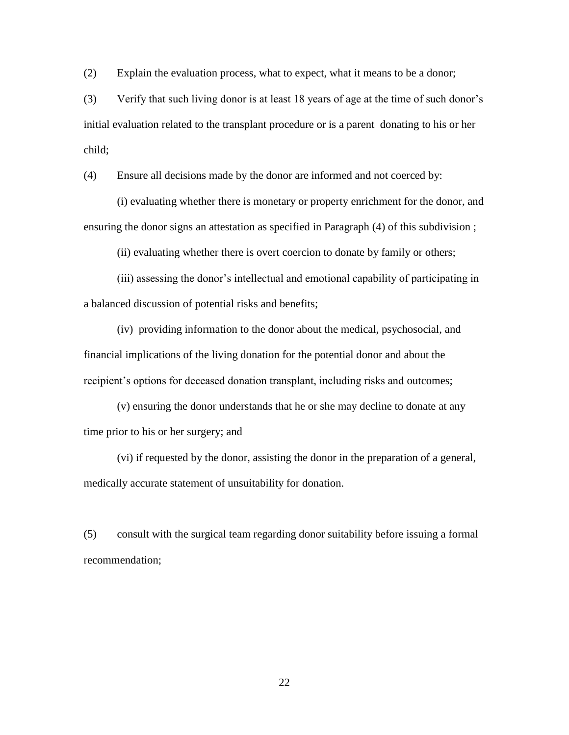(2) Explain the evaluation process, what to expect, what it means to be a donor;

(3) Verify that such living donor is at least 18 years of age at the time of such donor's initial evaluation related to the transplant procedure or is a parent donating to his or her child;

(4) Ensure all decisions made by the donor are informed and not coerced by:

(i) evaluating whether there is monetary or property enrichment for the donor, and ensuring the donor signs an attestation as specified in Paragraph (4) of this subdivision ;

(ii) evaluating whether there is overt coercion to donate by family or others;

(iii) assessing the donor's intellectual and emotional capability of participating in a balanced discussion of potential risks and benefits;

(iv) providing information to the donor about the medical, psychosocial, and financial implications of the living donation for the potential donor and about the recipient's options for deceased donation transplant, including risks and outcomes;

(v) ensuring the donor understands that he or she may decline to donate at any time prior to his or her surgery; and

(vi) if requested by the donor, assisting the donor in the preparation of a general, medically accurate statement of unsuitability for donation.

(5) consult with the surgical team regarding donor suitability before issuing a formal recommendation;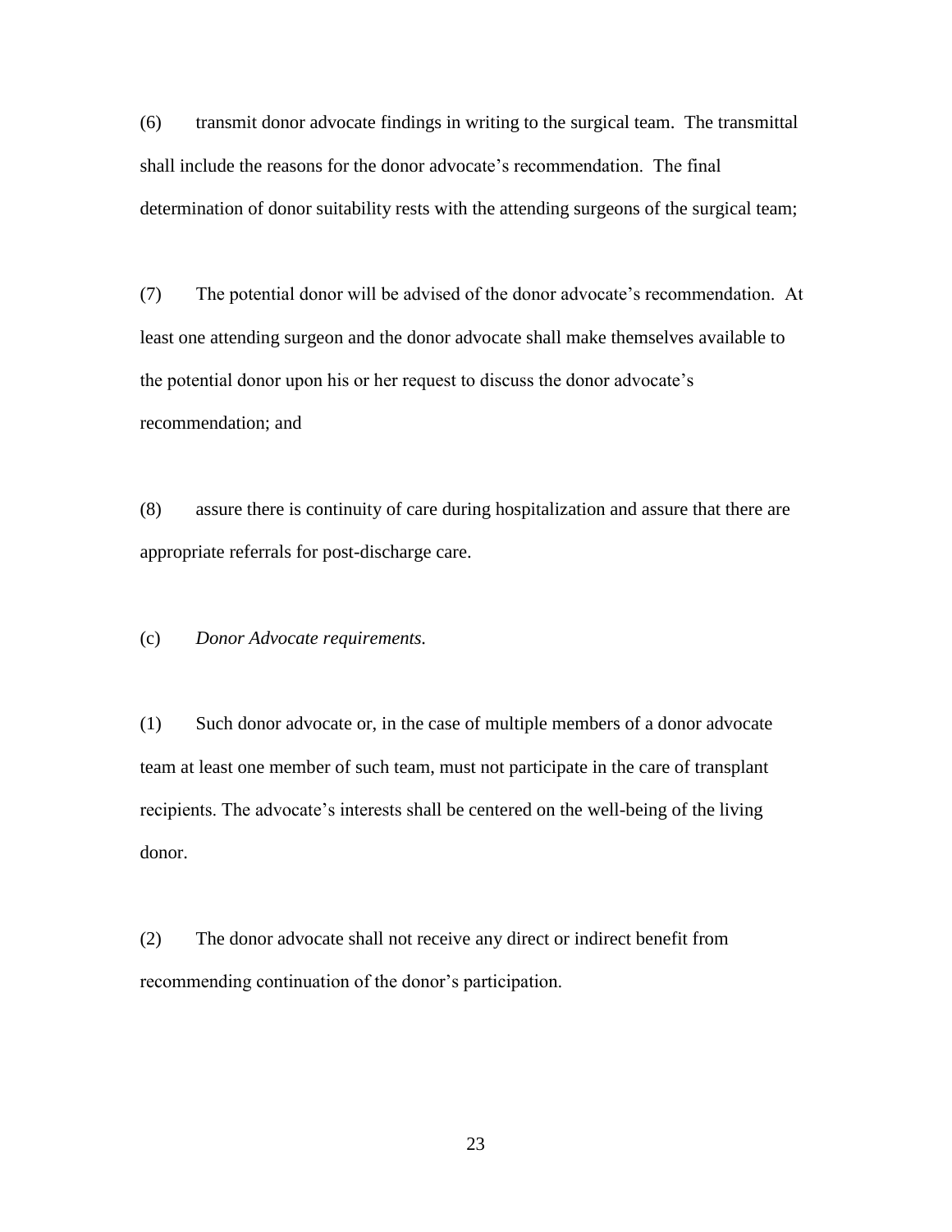(6) transmit donor advocate findings in writing to the surgical team. The transmittal shall include the reasons for the donor advocate's recommendation. The final determination of donor suitability rests with the attending surgeons of the surgical team;

(7) The potential donor will be advised of the donor advocate's recommendation. At least one attending surgeon and the donor advocate shall make themselves available to the potential donor upon his or her request to discuss the donor advocate's recommendation; and

(8) assure there is continuity of care during hospitalization and assure that there are appropriate referrals for post-discharge care.

(c) *Donor Advocate requirements.*

(1) Such donor advocate or, in the case of multiple members of a donor advocate team at least one member of such team, must not participate in the care of transplant recipients. The advocate's interests shall be centered on the well-being of the living donor.

(2) The donor advocate shall not receive any direct or indirect benefit from recommending continuation of the donor's participation.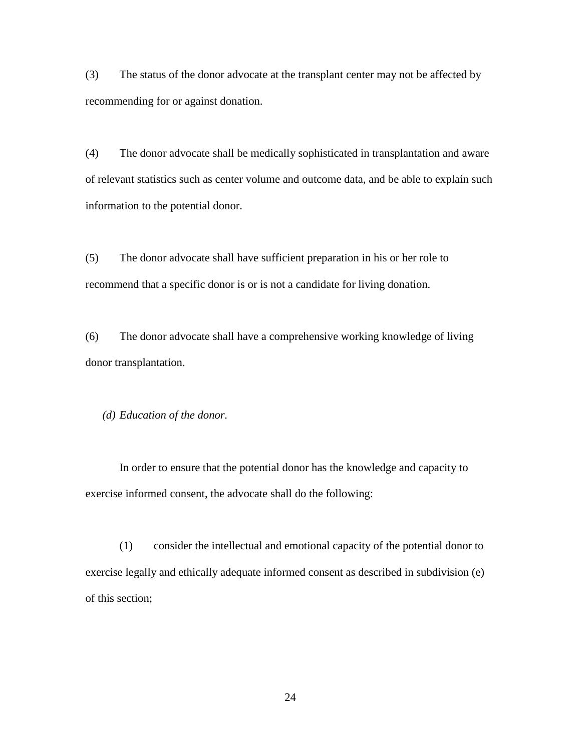(3) The status of the donor advocate at the transplant center may not be affected by recommending for or against donation.

(4) The donor advocate shall be medically sophisticated in transplantation and aware of relevant statistics such as center volume and outcome data, and be able to explain such information to the potential donor.

(5) The donor advocate shall have sufficient preparation in his or her role to recommend that a specific donor is or is not a candidate for living donation.

(6) The donor advocate shall have a comprehensive working knowledge of living donor transplantation.

*(d) Education of the donor.*

In order to ensure that the potential donor has the knowledge and capacity to exercise informed consent, the advocate shall do the following:

(1) consider the intellectual and emotional capacity of the potential donor to exercise legally and ethically adequate informed consent as described in subdivision (e) of this section;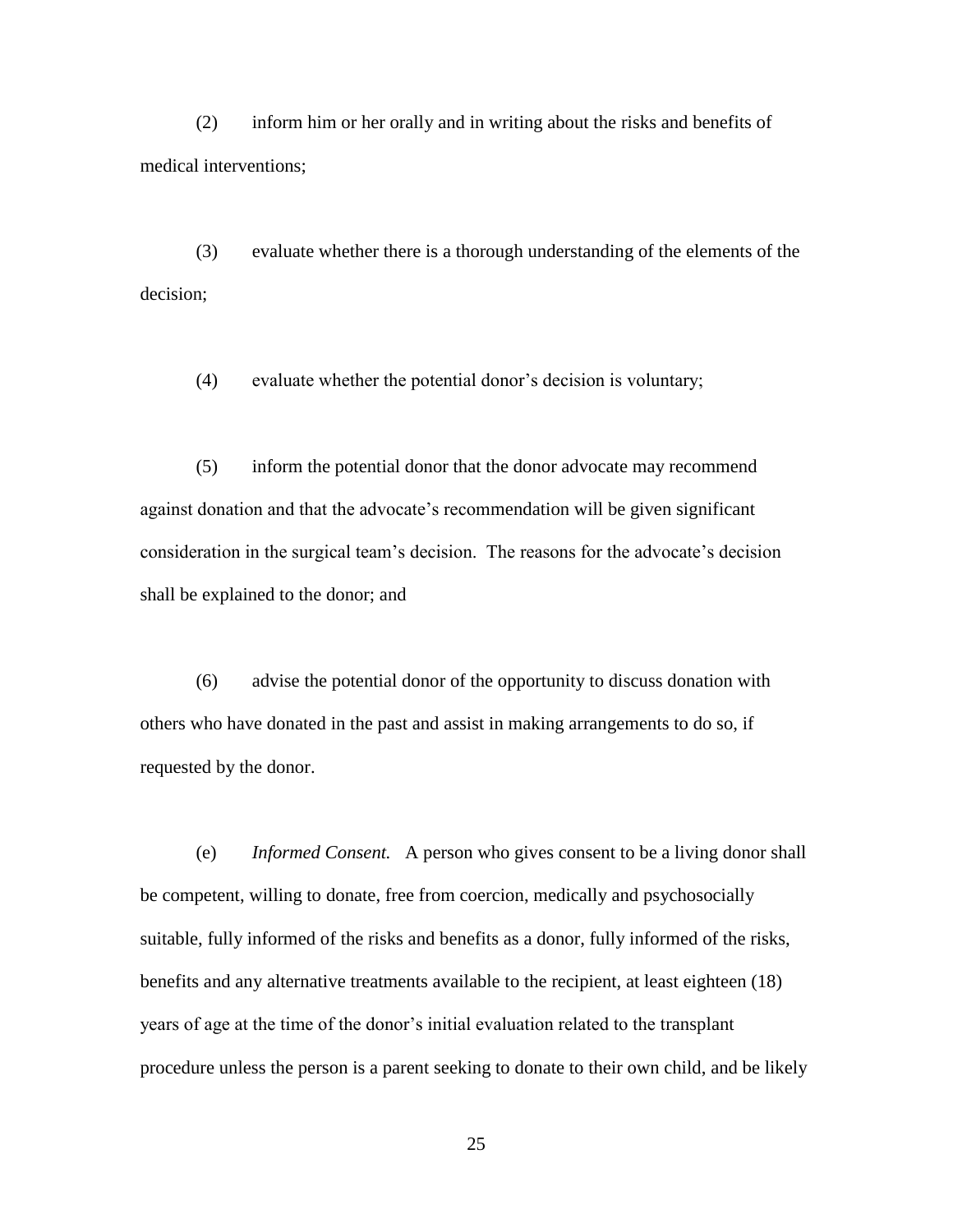(2) inform him or her orally and in writing about the risks and benefits of medical interventions;

(3) evaluate whether there is a thorough understanding of the elements of the decision;

(4) evaluate whether the potential donor's decision is voluntary;

(5) inform the potential donor that the donor advocate may recommend against donation and that the advocate's recommendation will be given significant consideration in the surgical team's decision. The reasons for the advocate's decision shall be explained to the donor; and

(6) advise the potential donor of the opportunity to discuss donation with others who have donated in the past and assist in making arrangements to do so, if requested by the donor.

(e) *Informed Consent.* A person who gives consent to be a living donor shall be competent, willing to donate, free from coercion, medically and psychosocially suitable, fully informed of the risks and benefits as a donor, fully informed of the risks, benefits and any alternative treatments available to the recipient, at least eighteen (18) years of age at the time of the donor's initial evaluation related to the transplant procedure unless the person is a parent seeking to donate to their own child, and be likely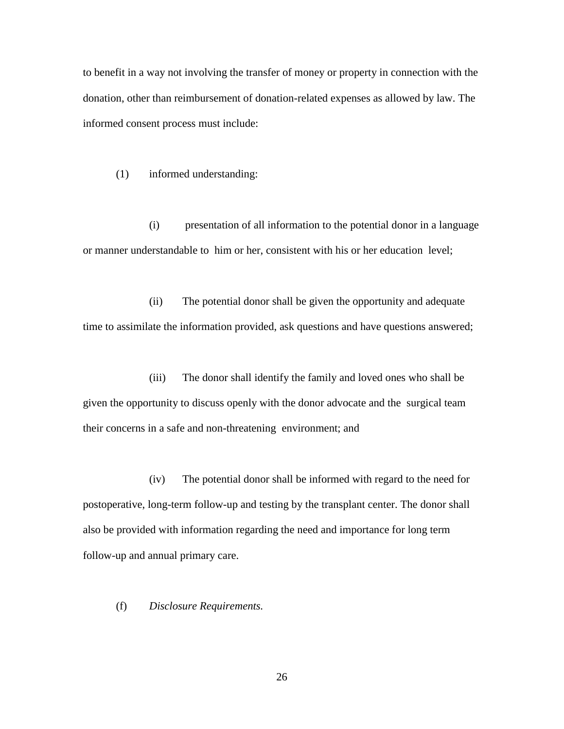to benefit in a way not involving the transfer of money or property in connection with the donation, other than reimbursement of donation-related expenses as allowed by law. The informed consent process must include:

(1) informed understanding:

(i) presentation of all information to the potential donor in a language or manner understandable to him or her, consistent with his or her education level;

(ii) The potential donor shall be given the opportunity and adequate time to assimilate the information provided, ask questions and have questions answered;

(iii) The donor shall identify the family and loved ones who shall be given the opportunity to discuss openly with the donor advocate and the surgical team their concerns in a safe and non-threatening environment; and

(iv) The potential donor shall be informed with regard to the need for postoperative, long-term follow-up and testing by the transplant center. The donor shall also be provided with information regarding the need and importance for long term follow-up and annual primary care.

(f) *Disclosure Requirements.*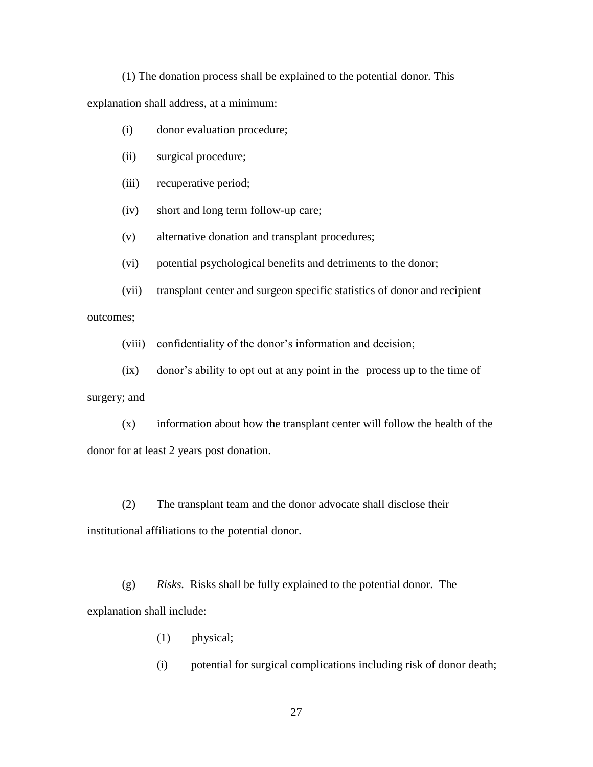(1) The donation process shall be explained to the potential donor. This explanation shall address, at a minimum:

(i) donor evaluation procedure;

(ii) surgical procedure;

(iii) recuperative period;

(iv) short and long term follow-up care;

(v) alternative donation and transplant procedures;

(vi) potential psychological benefits and detriments to the donor;

(vii) transplant center and surgeon specific statistics of donor and recipient outcomes;

(viii) confidentiality of the donor's information and decision;

(ix) donor's ability to opt out at any point in the process up to the time of surgery; and

(x) information about how the transplant center will follow the health of the donor for at least 2 years post donation.

(2) The transplant team and the donor advocate shall disclose their institutional affiliations to the potential donor.

(g) *Risks.* Risks shall be fully explained to the potential donor. The explanation shall include:

(1) physical;

(i) potential for surgical complications including risk of donor death;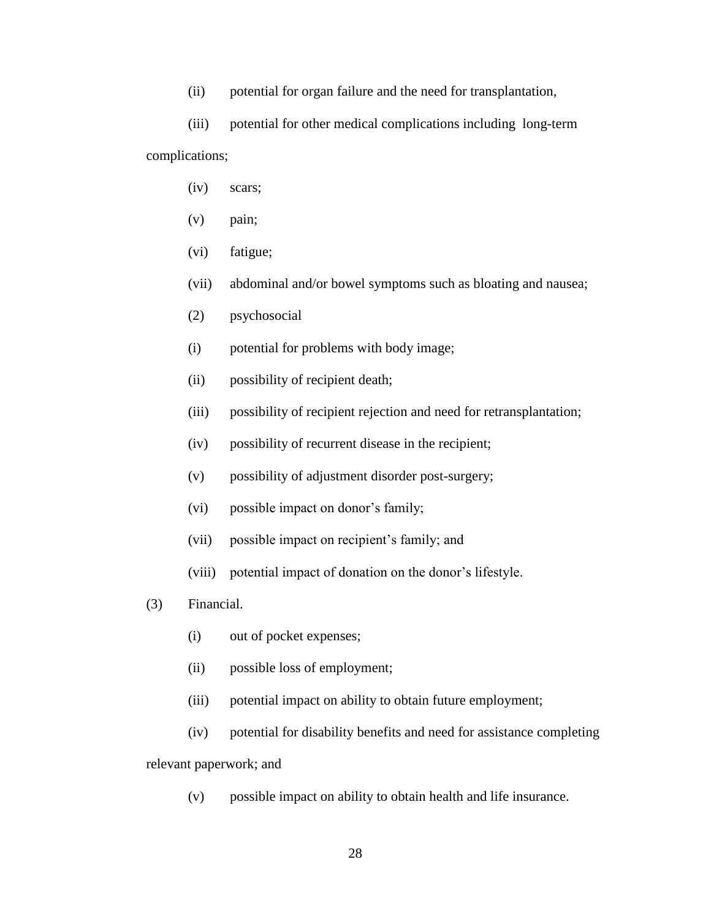(ii) potential for organ failure and the need for transplantation,

(iii) potential for other medical complications including long-term complications;

(iv) scars;

(v) pain;

(vi) fatigue;

(vii) abdominal and/or bowel symptoms such as bloating and nausea;

(2) psychosocial

(i) potential for problems with body image;

(ii) possibility of recipient death;

(iii) possibility of recipient rejection and need for retransplantation;

(iv) possibility of recurrent disease in the recipient;

(v) possibility of adjustment disorder post-surgery;

(vi) possible impact on donor's family;

(vii) possible impact on recipient's family; and

(viii) potential impact of donation on the donor's lifestyle.

(3) Financial.

(i) out of pocket expenses;

(ii) possible loss of employment;

(iii) potential impact on ability to obtain future employment;

(iv) potential for disability benefits and need for assistance completing relevant paperwork; and

(v) possible impact on ability to obtain health and life insurance.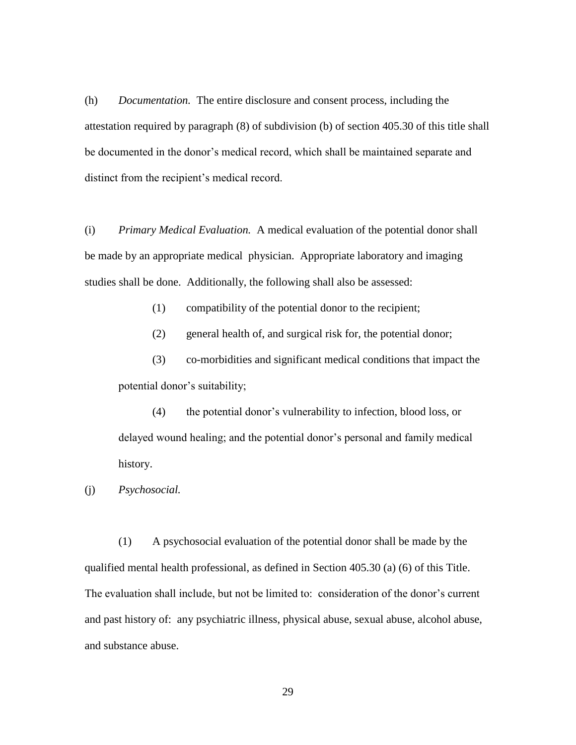(h) *Documentation.* The entire disclosure and consent process, including the attestation required by paragraph (8) of subdivision (b) of section 405.30 of this title shall be documented in the donor's medical record, which shall be maintained separate and distinct from the recipient's medical record.

(i) *Primary Medical Evaluation.* A medical evaluation of the potential donor shall be made by an appropriate medical physician. Appropriate laboratory and imaging studies shall be done. Additionally, the following shall also be assessed:

(1) compatibility of the potential donor to the recipient;

(2) general health of, and surgical risk for, the potential donor;

(3) co-morbidities and significant medical conditions that impact the potential donor's suitability;

(4) the potential donor's vulnerability to infection, blood loss, or delayed wound healing; and the potential donor's personal and family medical history.

(j) *Psychosocial.*

(1) A psychosocial evaluation of the potential donor shall be made by the qualified mental health professional, as defined in Section 405.30 (a) (6) of this Title. The evaluation shall include, but not be limited to: consideration of the donor's current and past history of: any psychiatric illness, physical abuse, sexual abuse, alcohol abuse, and substance abuse.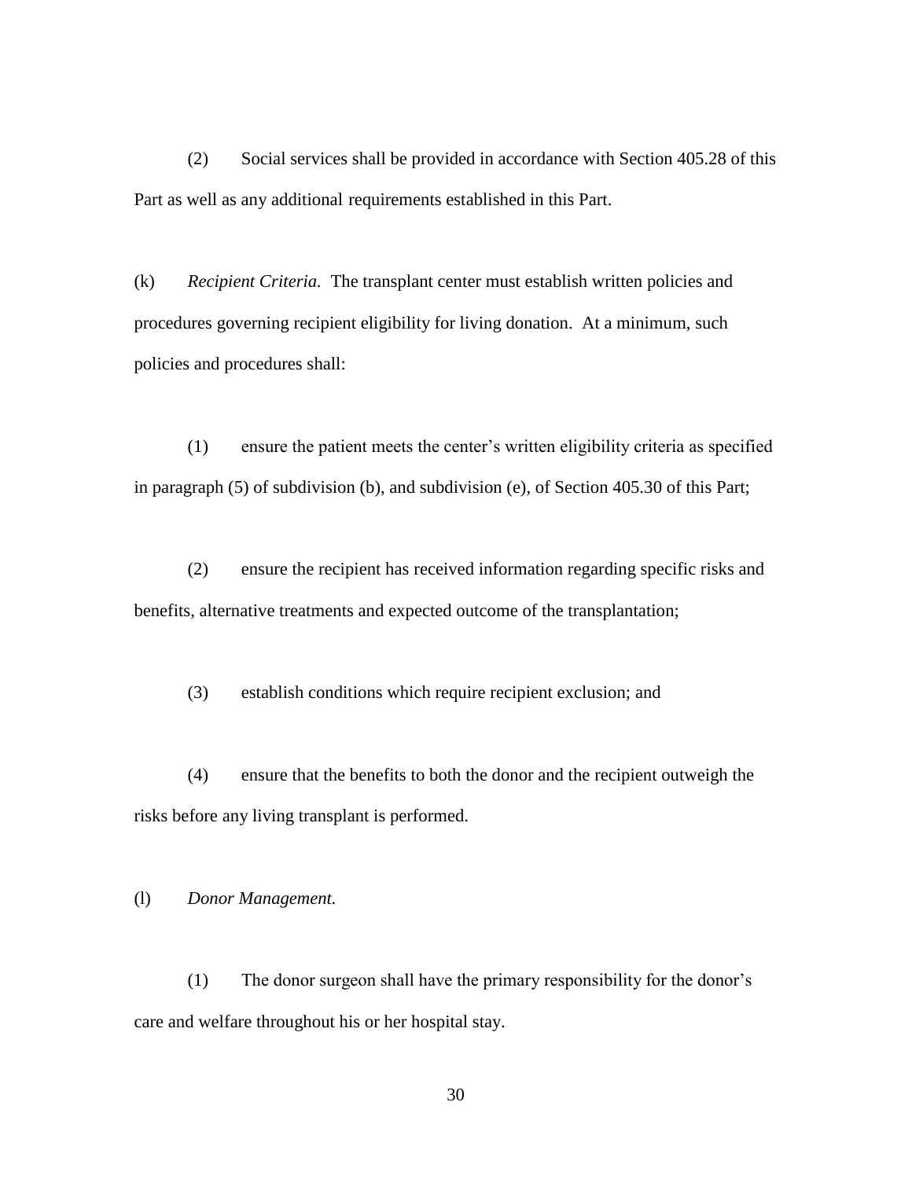(2) Social services shall be provided in accordance with Section 405.28 of this Part as well as any additional requirements established in this Part.

(k) *Recipient Criteria.* The transplant center must establish written policies and procedures governing recipient eligibility for living donation. At a minimum, such policies and procedures shall:

(1) ensure the patient meets the center's written eligibility criteria as specified in paragraph (5) of subdivision (b), and subdivision (e), of Section 405.30 of this Part;

(2) ensure the recipient has received information regarding specific risks and benefits, alternative treatments and expected outcome of the transplantation;

(3) establish conditions which require recipient exclusion; and

(4) ensure that the benefits to both the donor and the recipient outweigh the risks before any living transplant is performed.

(l) *Donor Management.*

(1) The donor surgeon shall have the primary responsibility for the donor's care and welfare throughout his or her hospital stay.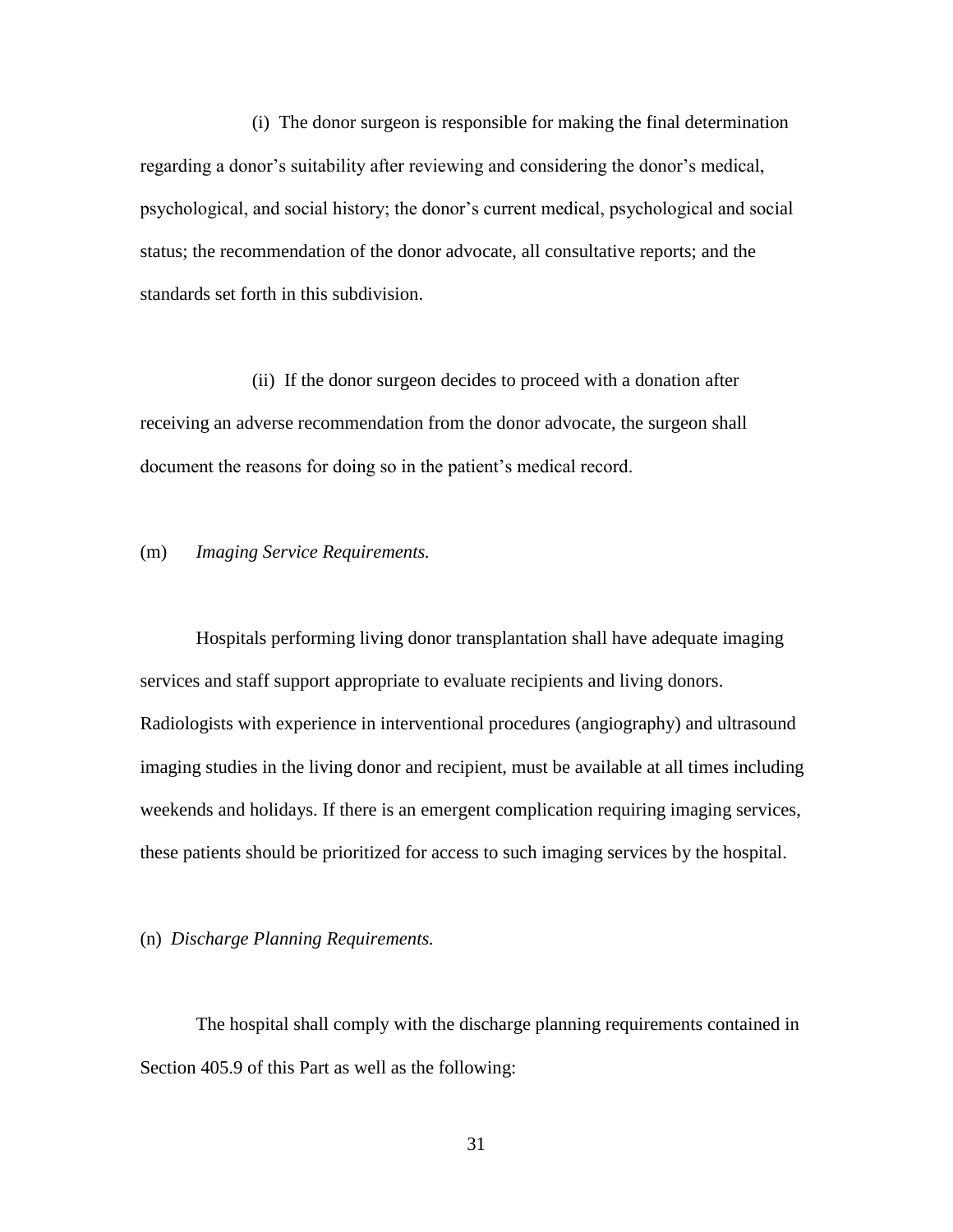(i) The donor surgeon is responsible for making the final determination regarding a donor's suitability after reviewing and considering the donor's medical, psychological, and social history; the donor's current medical, psychological and social status; the recommendation of the donor advocate, all consultative reports; and the standards set forth in this subdivision.

(ii) If the donor surgeon decides to proceed with a donation after receiving an adverse recommendation from the donor advocate, the surgeon shall document the reasons for doing so in the patient's medical record.

(m) *Imaging Service Requirements.*

Hospitals performing living donor transplantation shall have adequate imaging services and staff support appropriate to evaluate recipients and living donors. Radiologists with experience in interventional procedures (angiography) and ultrasound imaging studies in the living donor and recipient, must be available at all times including weekends and holidays. If there is an emergent complication requiring imaging services, these patients should be prioritized for access to such imaging services by the hospital.

(n) *Discharge Planning Requirements.*

The hospital shall comply with the discharge planning requirements contained in Section 405.9 of this Part as well as the following: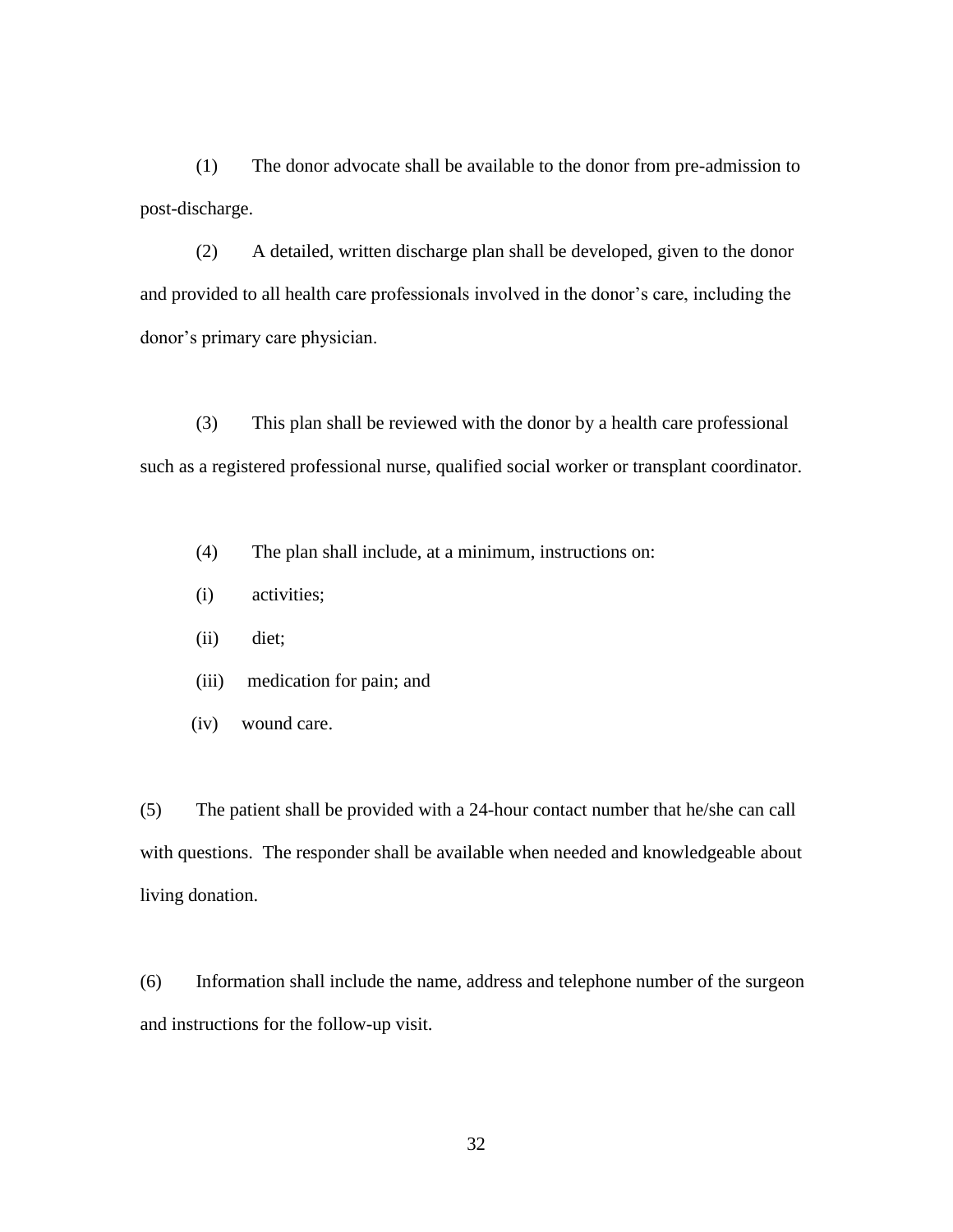(1) The donor advocate shall be available to the donor from pre-admission to post-discharge.

(2) A detailed, written discharge plan shall be developed, given to the donor and provided to all health care professionals involved in the donor's care, including the donor's primary care physician.

(3) This plan shall be reviewed with the donor by a health care professional such as a registered professional nurse, qualified social worker or transplant coordinator.

(4) The plan shall include, at a minimum, instructions on:

(i) activities;

(ii) diet;

(iii) medication for pain; and

(iv) wound care.

(5) The patient shall be provided with a 24-hour contact number that he/she can call with questions. The responder shall be available when needed and knowledgeable about living donation.

(6) Information shall include the name, address and telephone number of the surgeon and instructions for the follow-up visit.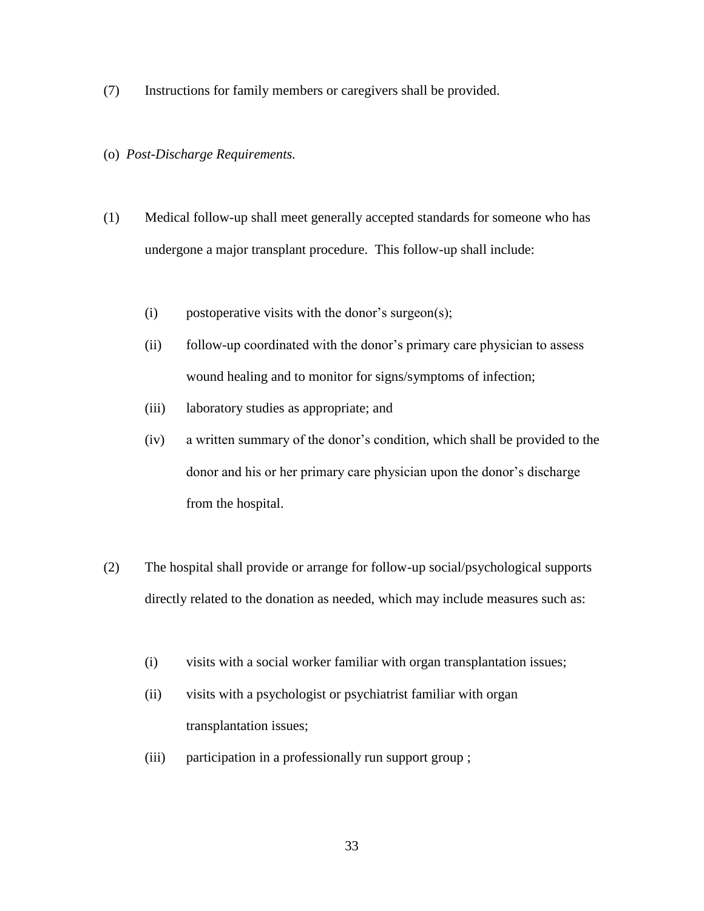(7) Instructions for family members or caregivers shall be provided.

(o) *Post-Discharge Requirements.*

(1) Medical follow-up shall meet generally accepted standards for someone who has undergone a major transplant procedure. This follow-up shall include:

(i) postoperative visits with the donor's surgeon(s);

(ii) follow-up coordinated with the donor's primary care physician to assess wound healing and to monitor for signs/symptoms of infection;

(iii) laboratory studies as appropriate; and

(iv) a written summary of the donor's condition, which shall be provided to the donor and his or her primary care physician upon the donor's discharge from the hospital.

(2) The hospital shall provide or arrange for follow-up social/psychological supports directly related to the donation as needed, which may include measures such as:

(i) visits with a social worker familiar with organ transplantation issues;

(ii) visits with a psychologist or psychiatrist familiar with organ transplantation issues;

(iii) participation in a professionally run support group ;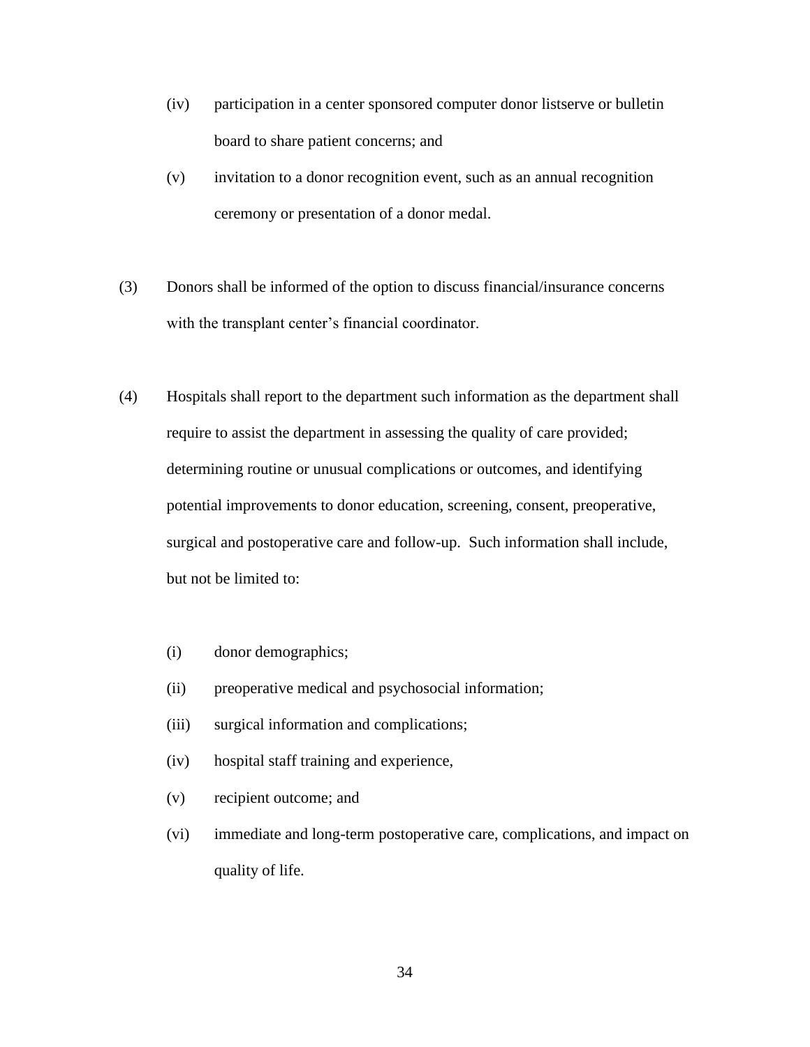(iv) participation in a center sponsored computer donor listserve or bulletin board to share patient concerns; and

(v) invitation to a donor recognition event, such as an annual recognition ceremony or presentation of a donor medal.

(3) Donors shall be informed of the option to discuss financial/insurance concerns with the transplant center's financial coordinator.

(4) Hospitals shall report to the department such information as the department shall require to assist the department in assessing the quality of care provided; determining routine or unusual complications or outcomes, and identifying potential improvements to donor education, screening, consent, preoperative, surgical and postoperative care and follow-up. Such information shall include, but not be limited to:

(i) donor demographics;

(ii) preoperative medical and psychosocial information;

(iii) surgical information and complications;

(iv) hospital staff training and experience,

(v) recipient outcome; and

(vi) immediate and long-term postoperative care, complications, and impact on quality of life.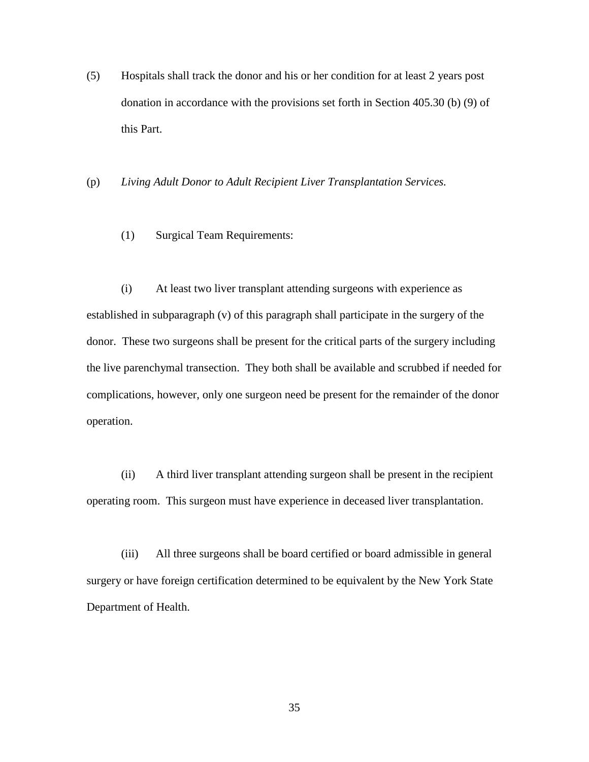(5) Hospitals shall track the donor and his or her condition for at least 2 years post donation in accordance with the provisions set forth in Section 405.30 (b) (9) of this Part.

(p) *Living Adult Donor to Adult Recipient Liver Transplantation Services.*

(1) Surgical Team Requirements:

(i) At least two liver transplant attending surgeons with experience as established in subparagraph (v) of this paragraph shall participate in the surgery of the donor. These two surgeons shall be present for the critical parts of the surgery including the live parenchymal transection. They both shall be available and scrubbed if needed for complications, however, only one surgeon need be present for the remainder of the donor operation.

(ii) A third liver transplant attending surgeon shall be present in the recipient operating room. This surgeon must have experience in deceased liver transplantation.

(iii) All three surgeons shall be board certified or board admissible in general surgery or have foreign certification determined to be equivalent by the New York State Department of Health.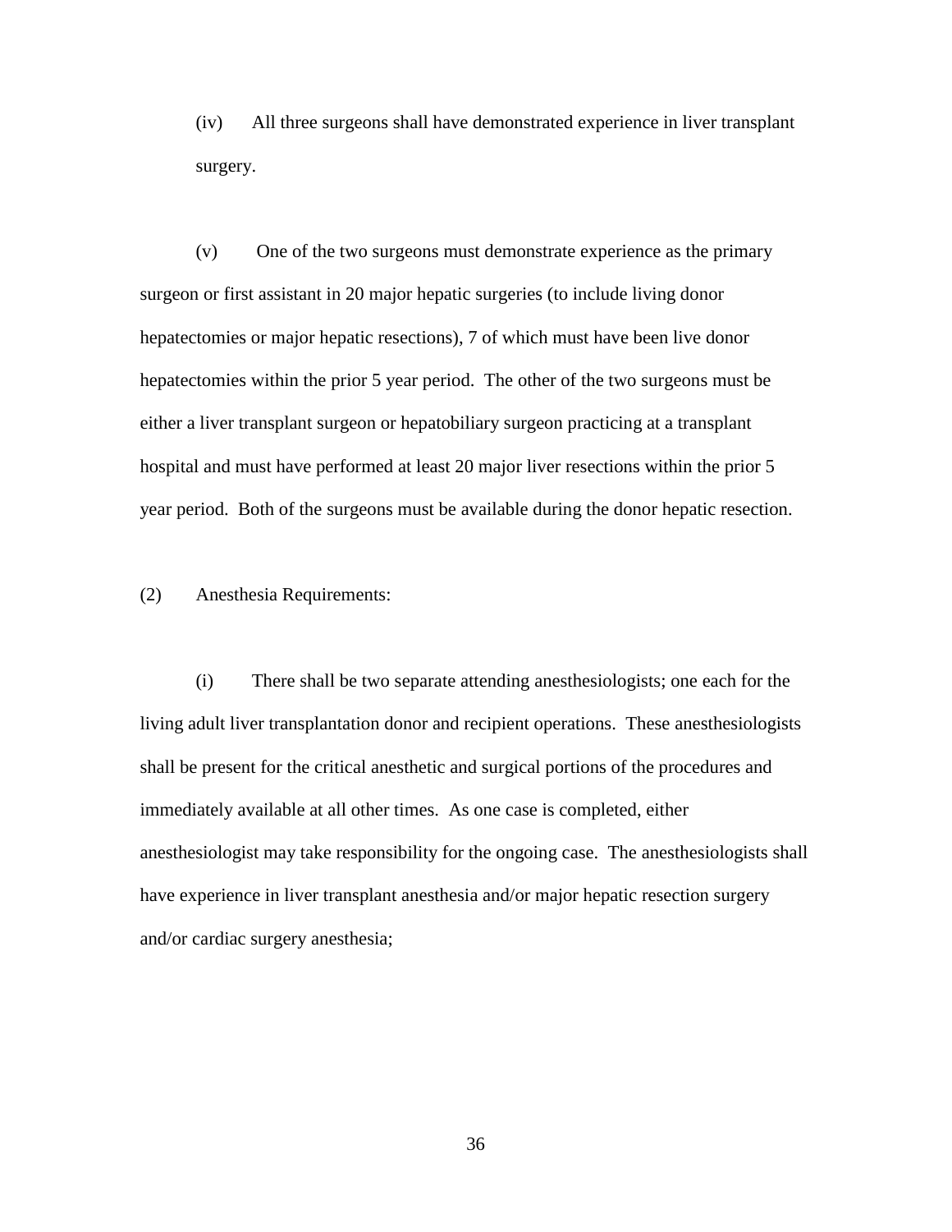(iv) All three surgeons shall have demonstrated experience in liver transplant surgery.

(v) One of the two surgeons must demonstrate experience as the primary surgeon or first assistant in 20 major hepatic surgeries (to include living donor hepatectomies or major hepatic resections), 7 of which must have been live donor hepatectomies within the prior 5 year period. The other of the two surgeons must be either a liver transplant surgeon or hepatobiliary surgeon practicing at a transplant hospital and must have performed at least 20 major liver resections within the prior 5 year period. Both of the surgeons must be available during the donor hepatic resection.

(2) Anesthesia Requirements:

(i) There shall be two separate attending anesthesiologists; one each for the living adult liver transplantation donor and recipient operations. These anesthesiologists shall be present for the critical anesthetic and surgical portions of the procedures and immediately available at all other times. As one case is completed, either anesthesiologist may take responsibility for the ongoing case. The anesthesiologists shall have experience in liver transplant anesthesia and/or major hepatic resection surgery and/or cardiac surgery anesthesia;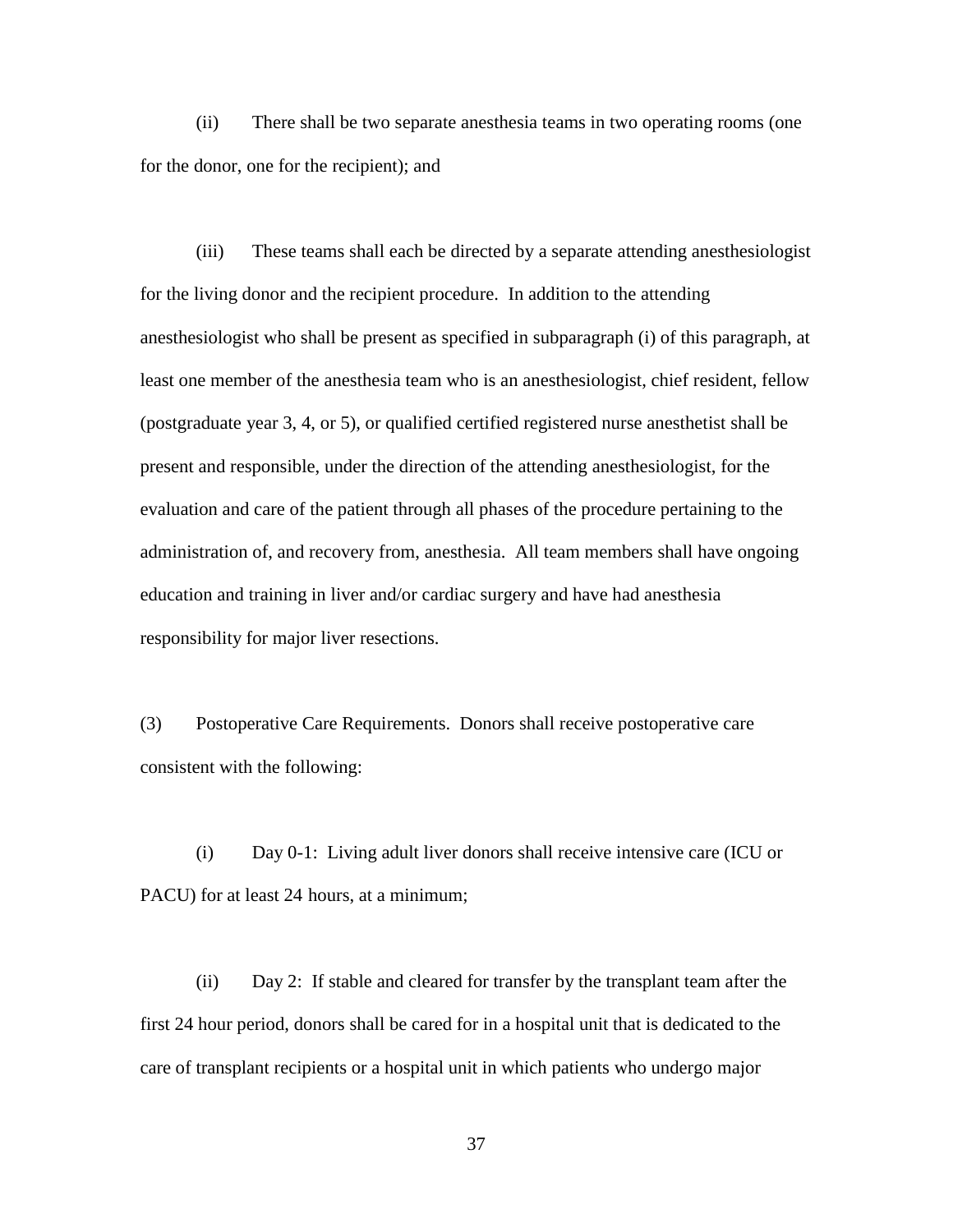(ii) There shall be two separate anesthesia teams in two operating rooms (one for the donor, one for the recipient); and

(iii) These teams shall each be directed by a separate attending anesthesiologist for the living donor and the recipient procedure. In addition to the attending anesthesiologist who shall be present as specified in subparagraph (i) of this paragraph, at least one member of the anesthesia team who is an anesthesiologist, chief resident, fellow (postgraduate year 3, 4, or 5), or qualified certified registered nurse anesthetist shall be present and responsible, under the direction of the attending anesthesiologist, for the evaluation and care of the patient through all phases of the procedure pertaining to the administration of, and recovery from, anesthesia. All team members shall have ongoing education and training in liver and/or cardiac surgery and have had anesthesia responsibility for major liver resections.

(3) Postoperative Care Requirements. Donors shall receive postoperative care consistent with the following:

(i) Day 0-1: Living adult liver donors shall receive intensive care (ICU or PACU) for at least 24 hours, at a minimum;

(ii) Day 2: If stable and cleared for transfer by the transplant team after the first 24 hour period, donors shall be cared for in a hospital unit that is dedicated to the care of transplant recipients or a hospital unit in which patients who undergo major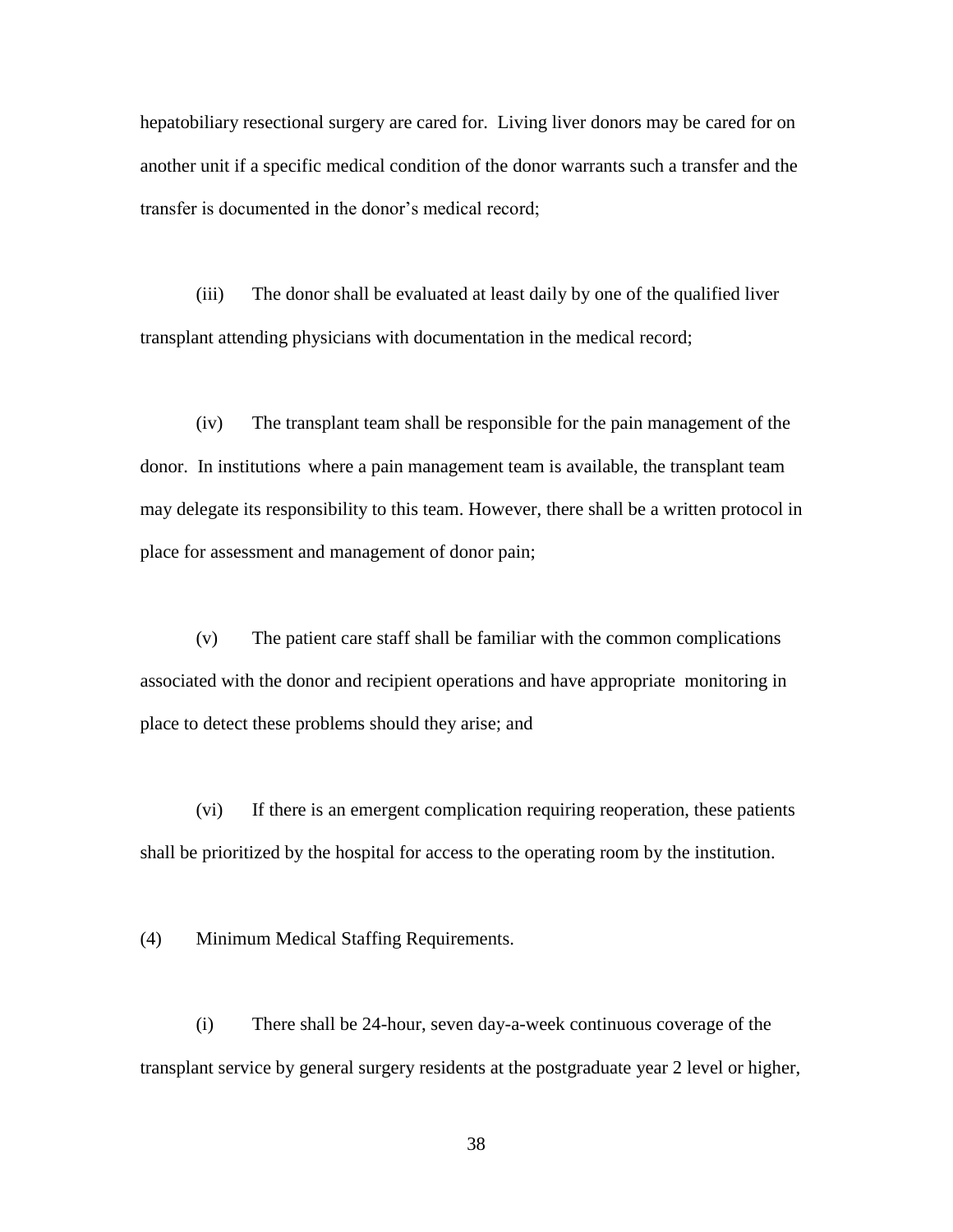hepatobiliary resectional surgery are cared for. Living liver donors may be cared for on another unit if a specific medical condition of the donor warrants such a transfer and the transfer is documented in the donor's medical record;

(iii) The donor shall be evaluated at least daily by one of the qualified liver transplant attending physicians with documentation in the medical record;

(iv) The transplant team shall be responsible for the pain management of the donor. In institutions where a pain management team is available, the transplant team may delegate its responsibility to this team. However, there shall be a written protocol in place for assessment and management of donor pain;

(v) The patient care staff shall be familiar with the common complications associated with the donor and recipient operations and have appropriate monitoring in place to detect these problems should they arise; and

(vi) If there is an emergent complication requiring reoperation, these patients shall be prioritized by the hospital for access to the operating room by the institution.

(4) Minimum Medical Staffing Requirements.

(i) There shall be 24-hour, seven day-a-week continuous coverage of the transplant service by general surgery residents at the postgraduate year 2 level or higher,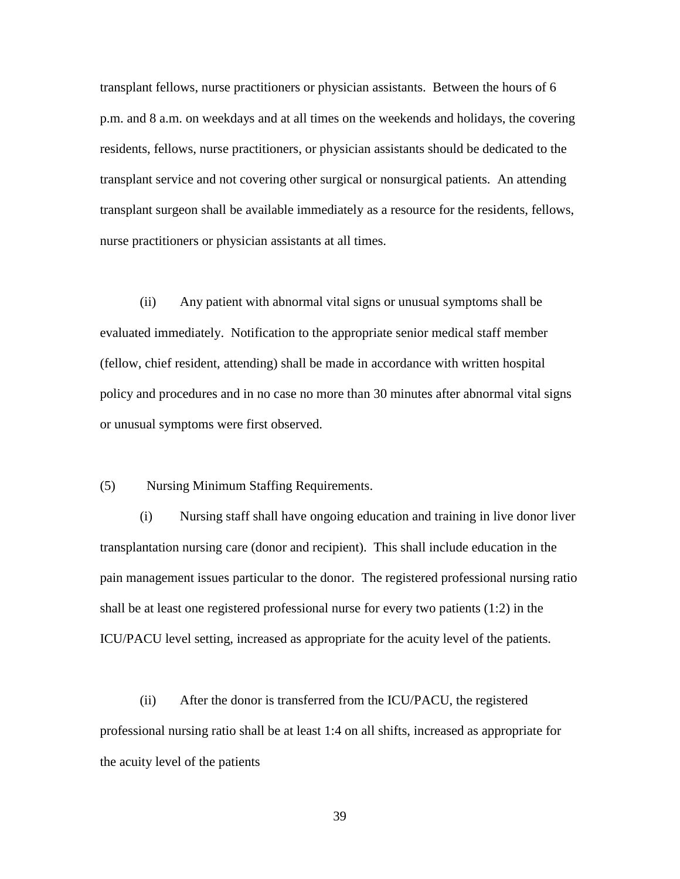transplant fellows, nurse practitioners or physician assistants. Between the hours of 6 p.m. and 8 a.m. on weekdays and at all times on the weekends and holidays, the covering residents, fellows, nurse practitioners, or physician assistants should be dedicated to the transplant service and not covering other surgical or nonsurgical patients. An attending transplant surgeon shall be available immediately as a resource for the residents, fellows, nurse practitioners or physician assistants at all times.

(ii) Any patient with abnormal vital signs or unusual symptoms shall be evaluated immediately. Notification to the appropriate senior medical staff member (fellow, chief resident, attending) shall be made in accordance with written hospital policy and procedures and in no case no more than 30 minutes after abnormal vital signs or unusual symptoms were first observed.

(5) Nursing Minimum Staffing Requirements.

(i) Nursing staff shall have ongoing education and training in live donor liver transplantation nursing care (donor and recipient). This shall include education in the pain management issues particular to the donor. The registered professional nursing ratio shall be at least one registered professional nurse for every two patients (1:2) in the ICU/PACU level setting, increased as appropriate for the acuity level of the patients.

(ii) After the donor is transferred from the ICU/PACU, the registered professional nursing ratio shall be at least 1:4 on all shifts, increased as appropriate for the acuity level of the patients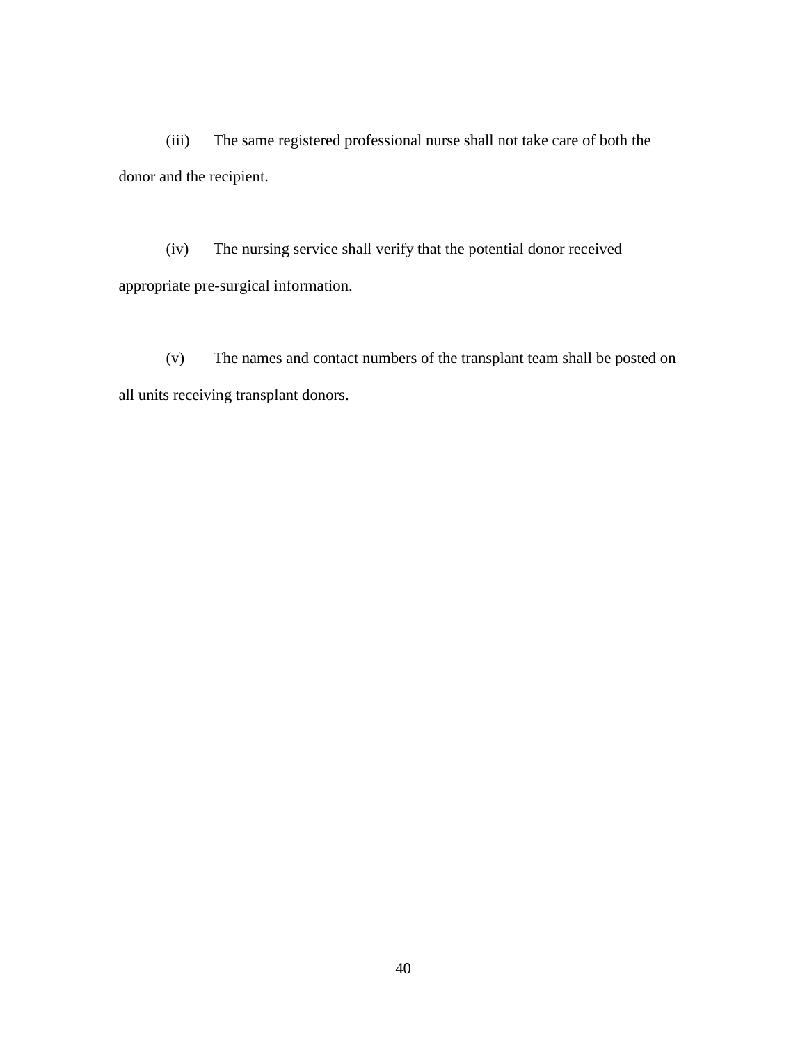(iii) The same registered professional nurse shall not take care of both the donor and the recipient.

(iv) The nursing service shall verify that the potential donor received appropriate pre-surgical information.

(v) The names and contact numbers of the transplant team shall be posted on all units receiving transplant donors.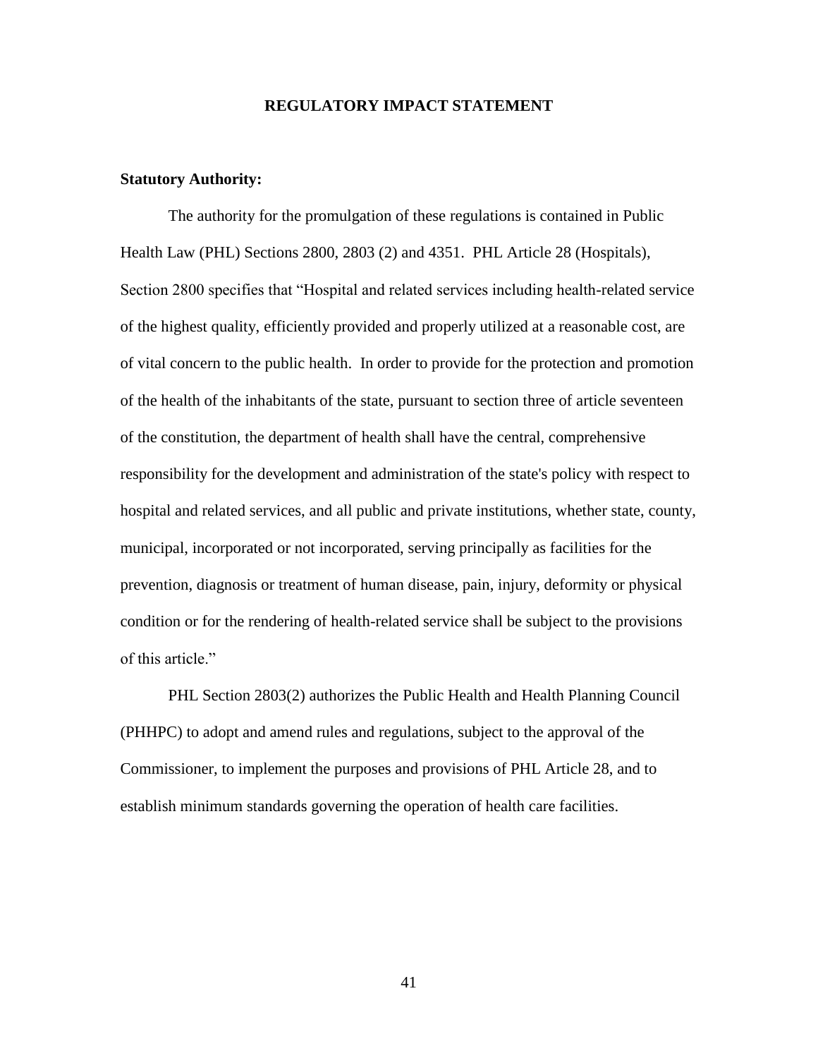# REGULATORY IMPACT STATEMENT

**Statutory Authority:**

The authority for the promulgation of these regulations is contained in Public Health Law (PHL) Sections 2800, 2803 (2) and 4351. PHL Article 28 (Hospitals), Section 2800 specifies that "Hospital and related services including health-related service of the highest quality, efficiently provided and properly utilized at a reasonable cost, are of vital concern to the public health. In order to provide for the protection and promotion of the health of the inhabitants of the state, pursuant to section three of article seventeen of the constitution, the department of health shall have the central, comprehensive responsibility for the development and administration of the state's policy with respect to hospital and related services, and all public and private institutions, whether state, county, municipal, incorporated or not incorporated, serving principally as facilities for the prevention, diagnosis or treatment of human disease, pain, injury, deformity or physical condition or for the rendering of health-related service shall be subject to the provisions of this article."

PHL Section 2803(2) authorizes the Public Health and Health Planning Council (PHHPC) to adopt and amend rules and regulations, subject to the approval of the Commissioner, to implement the purposes and provisions of PHL Article 28, and to establish minimum standards governing the operation of health care facilities.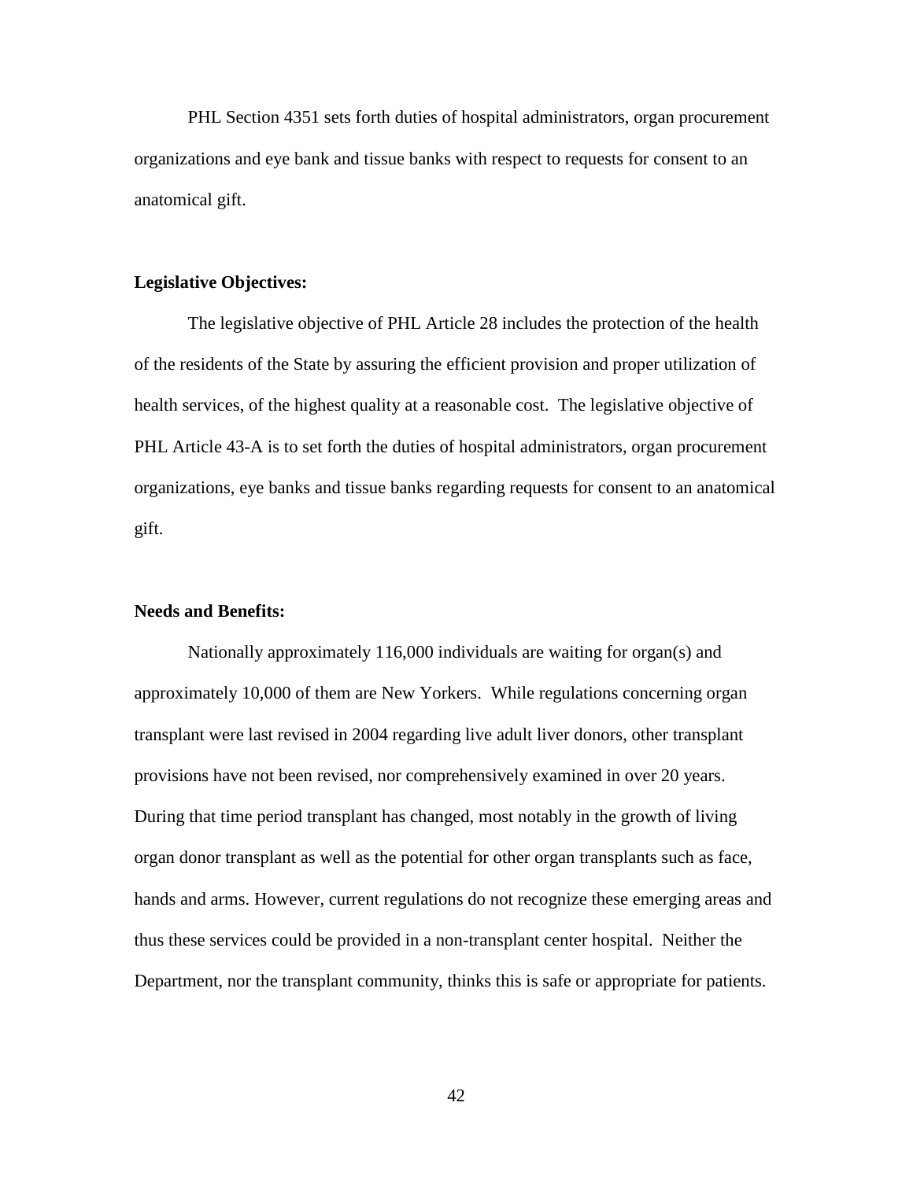PHL Section 4351 sets forth duties of hospital administrators, organ procurement organizations and eye bank and tissue banks with respect to requests for consent to an anatomical gift.

**Legislative Objectives:**

The legislative objective of PHL Article 28 includes the protection of the health of the residents of the State by assuring the efficient provision and proper utilization of health services, of the highest quality at a reasonable cost. The legislative objective of PHL Article 43-A is to set forth the duties of hospital administrators, organ procurement organizations, eye banks and tissue banks regarding requests for consent to an anatomical gift.

**Needs and Benefits:**

Nationally approximately 116,000 individuals are waiting for organ(s) and approximately 10,000 of them are New Yorkers. While regulations concerning organ transplant were last revised in 2004 regarding live adult liver donors, other transplant provisions have not been revised, nor comprehensively examined in over 20 years. During that time period transplant has changed, most notably in the growth of living organ donor transplant as well as the potential for other organ transplants such as face, hands and arms. However, current regulations do not recognize these emerging areas and thus these services could be provided in a non-transplant center hospital. Neither the Department, nor the transplant community, thinks this is safe or appropriate for patients.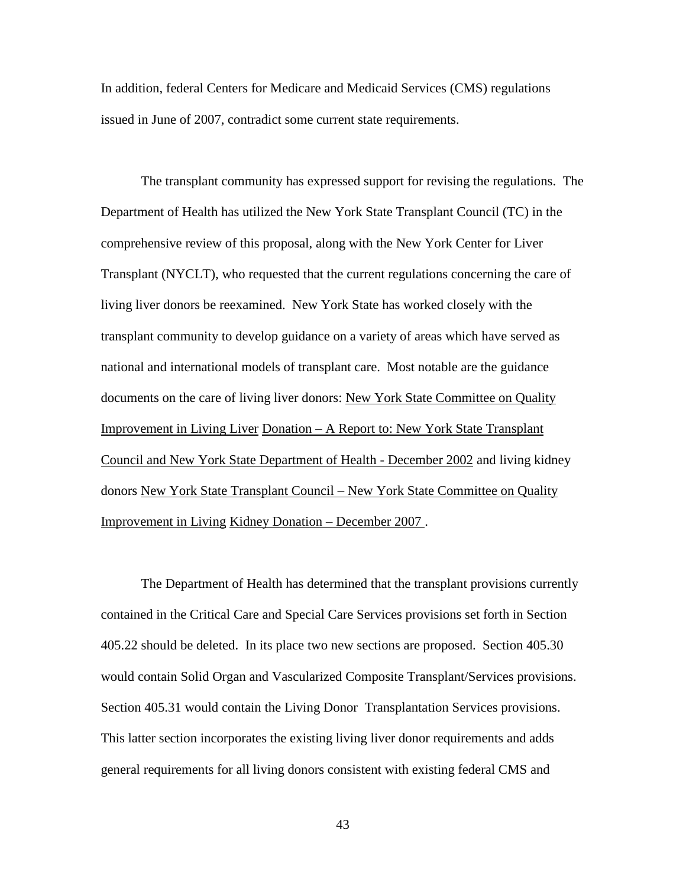In addition, federal Centers for Medicare and Medicaid Services (CMS) regulations issued in June of 2007, contradict some current state requirements.

The transplant community has expressed support for revising the regulations. The Department of Health has utilized the New York State Transplant Council (TC) in the comprehensive review of this proposal, along with the New York Center for Liver Transplant (NYCLT), who requested that the current regulations concerning the care of living liver donors be reexamined. New York State has worked closely with the transplant community to develop guidance on a variety of areas which have served as national and international models of transplant care. Most notable are the guidance documents on the care of living liver donors: New York State Committee on Quality Improvement in Living Liver Donation – A Report to: New York State Transplant Council and New York State Department of Health - December 2002 and living kidney donors New York State Transplant Council – New York State Committee on Quality Improvement in Living Kidney Donation – December 2007 .

The Department of Health has determined that the transplant provisions currently contained in the Critical Care and Special Care Services provisions set forth in Section 405.22 should be deleted. In its place two new sections are proposed. Section 405.30 would contain Solid Organ and Vascularized Composite Transplant/Services provisions. Section 405.31 would contain the Living Donor Transplantation Services provisions. This latter section incorporates the existing living liver donor requirements and adds general requirements for all living donors consistent with existing federal CMS and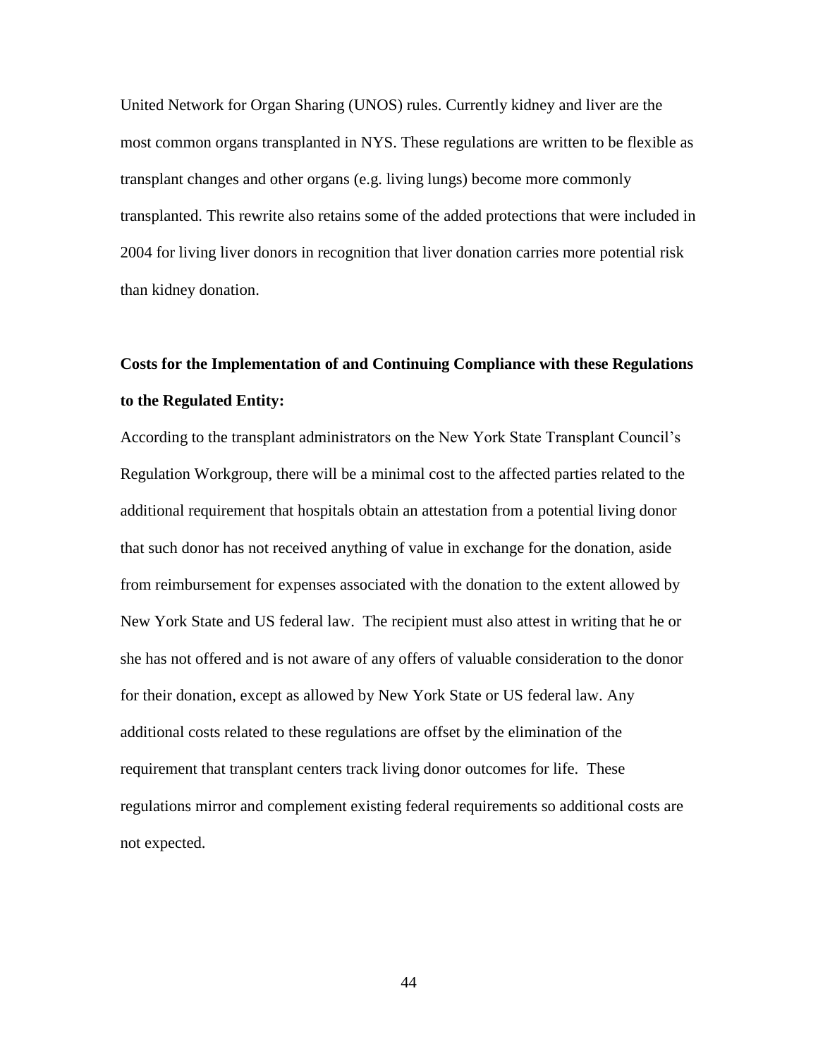United Network for Organ Sharing (UNOS) rules. Currently kidney and liver are the most common organs transplanted in NYS. These regulations are written to be flexible as transplant changes and other organs (e.g. living lungs) become more commonly transplanted. This rewrite also retains some of the added protections that were included in 2004 for living liver donors in recognition that liver donation carries more potential risk than kidney donation.

**Costs for the Implementation of and Continuing Compliance with these Regulations to the Regulated Entity:**

According to the transplant administrators on the New York State Transplant Council's Regulation Workgroup, there will be a minimal cost to the affected parties related to the additional requirement that hospitals obtain an attestation from a potential living donor that such donor has not received anything of value in exchange for the donation, aside from reimbursement for expenses associated with the donation to the extent allowed by New York State and US federal law. The recipient must also attest in writing that he or she has not offered and is not aware of any offers of valuable consideration to the donor for their donation, except as allowed by New York State or US federal law. Any additional costs related to these regulations are offset by the elimination of the requirement that transplant centers track living donor outcomes for life. These regulations mirror and complement existing federal requirements so additional costs are not expected.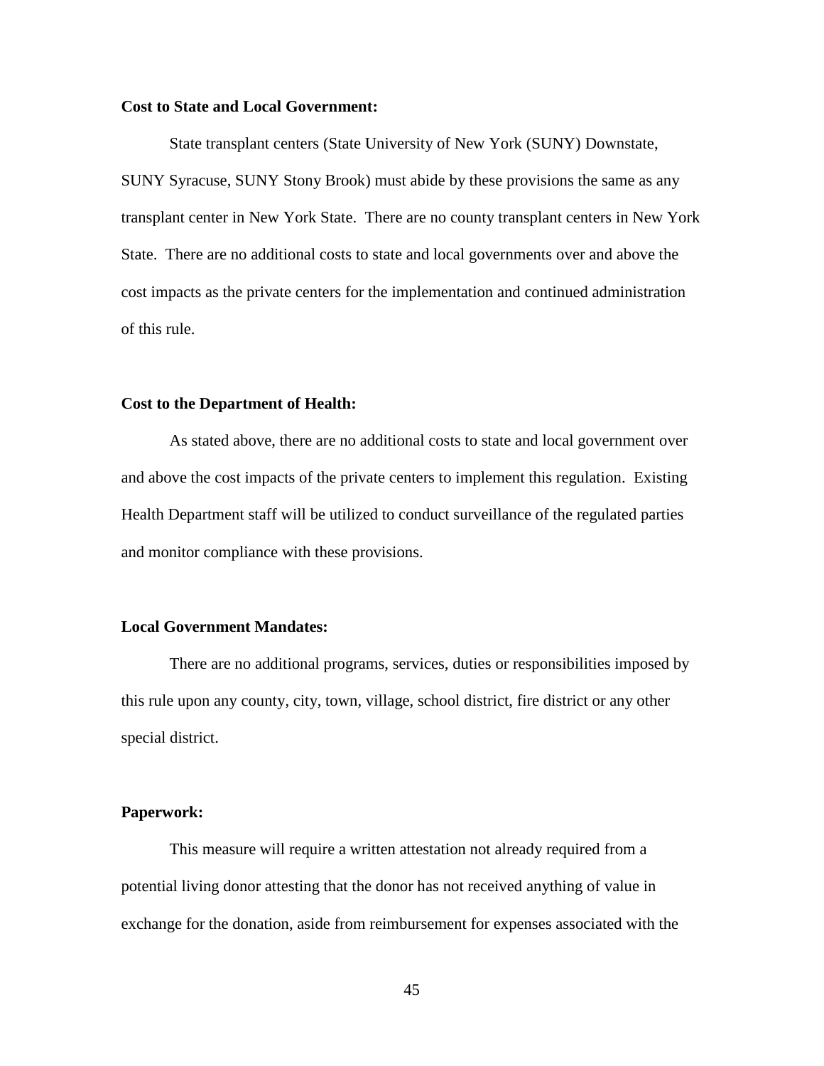**Cost to State and Local Government:**

State transplant centers (State University of New York (SUNY) Downstate, SUNY Syracuse, SUNY Stony Brook) must abide by these provisions the same as any transplant center in New York State. There are no county transplant centers in New York State. There are no additional costs to state and local governments over and above the cost impacts as the private centers for the implementation and continued administration of this rule.

**Cost to the Department of Health:**

As stated above, there are no additional costs to state and local government over and above the cost impacts of the private centers to implement this regulation. Existing Health Department staff will be utilized to conduct surveillance of the regulated parties and monitor compliance with these provisions.

**Local Government Mandates:**

There are no additional programs, services, duties or responsibilities imposed by this rule upon any county, city, town, village, school district, fire district or any other special district.

**Paperwork:**

This measure will require a written attestation not already required from a potential living donor attesting that the donor has not received anything of value in exchange for the donation, aside from reimbursement for expenses associated with the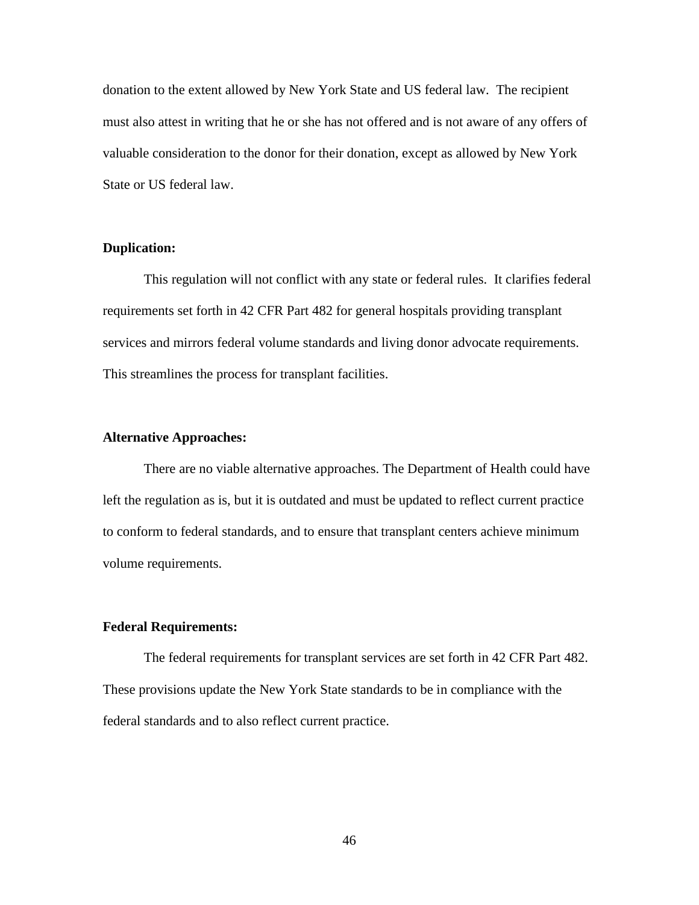donation to the extent allowed by New York State and US federal law. The recipient must also attest in writing that he or she has not offered and is not aware of any offers of valuable consideration to the donor for their donation, except as allowed by New York State or US federal law.

**Duplication:**

This regulation will not conflict with any state or federal rules. It clarifies federal requirements set forth in 42 CFR Part 482 for general hospitals providing transplant services and mirrors federal volume standards and living donor advocate requirements. This streamlines the process for transplant facilities.

**Alternative Approaches:**

There are no viable alternative approaches. The Department of Health could have left the regulation as is, but it is outdated and must be updated to reflect current practice to conform to federal standards, and to ensure that transplant centers achieve minimum volume requirements.

**Federal Requirements:**

The federal requirements for transplant services are set forth in 42 CFR Part 482. These provisions update the New York State standards to be in compliance with the federal standards and to also reflect current practice.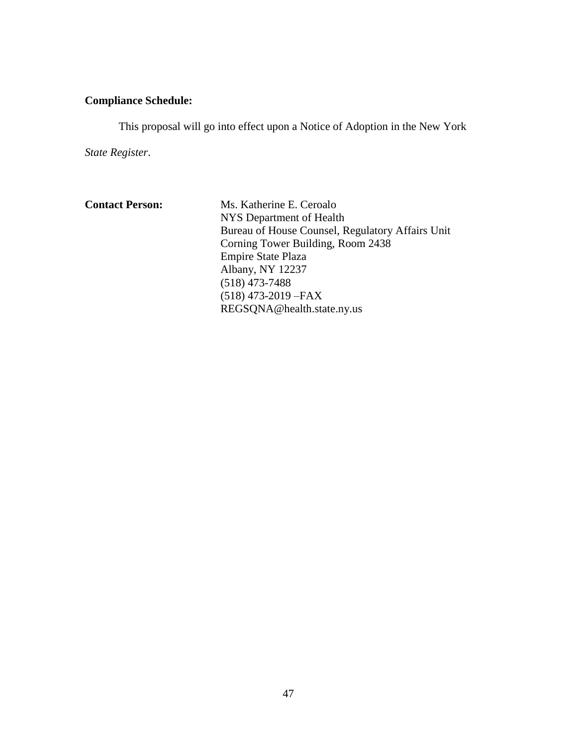**Compliance Schedule:**

This proposal will go into effect upon a Notice of Adoption in the New York *State Register*.

**Contact Person:**

Ms. Katherine E. Ceroalo
NYS Department of Health
Bureau of House Counsel, Regulatory Affairs Unit
Corning Tower Building, Room 2438
Empire State Plaza
Albany, NY 12237
(518) 473-7488
(518) 473-2019 –FAX
REGSQNA@health.state.ny.us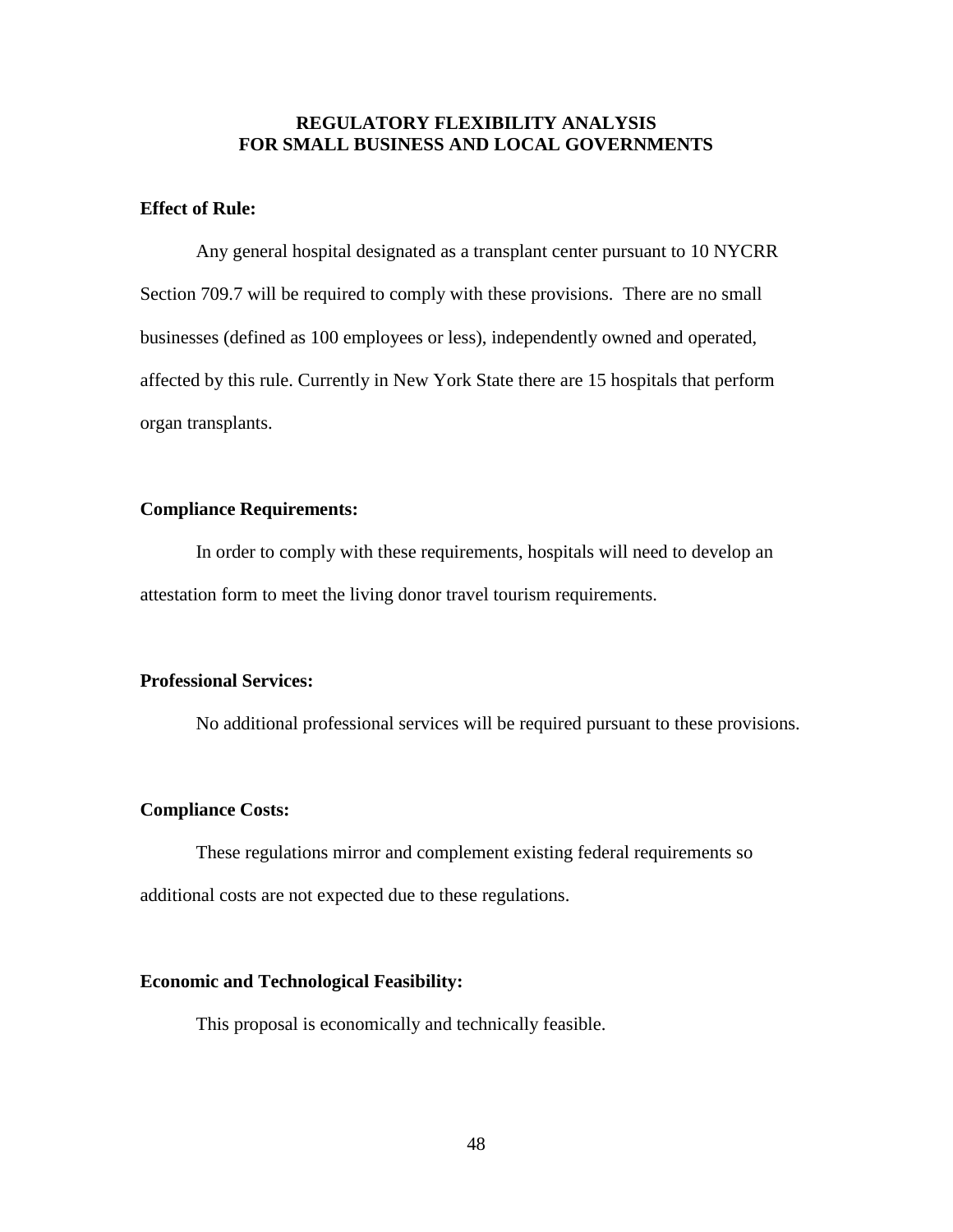## REGULATORY FLEXIBILITY ANALYSIS FOR SMALL BUSINESS AND LOCAL GOVERNMENTS

**Effect of Rule:**

Any general hospital designated as a transplant center pursuant to 10 NYCRR Section 709.7 will be required to comply with these provisions. There are no small businesses (defined as 100 employees or less), independently owned and operated, affected by this rule. Currently in New York State there are 15 hospitals that perform organ transplants.

**Compliance Requirements:**

In order to comply with these requirements, hospitals will need to develop an attestation form to meet the living donor travel tourism requirements.

**Professional Services:**

No additional professional services will be required pursuant to these provisions.

**Compliance Costs:**

These regulations mirror and complement existing federal requirements so additional costs are not expected due to these regulations.

**Economic and Technological Feasibility:**

This proposal is economically and technically feasible.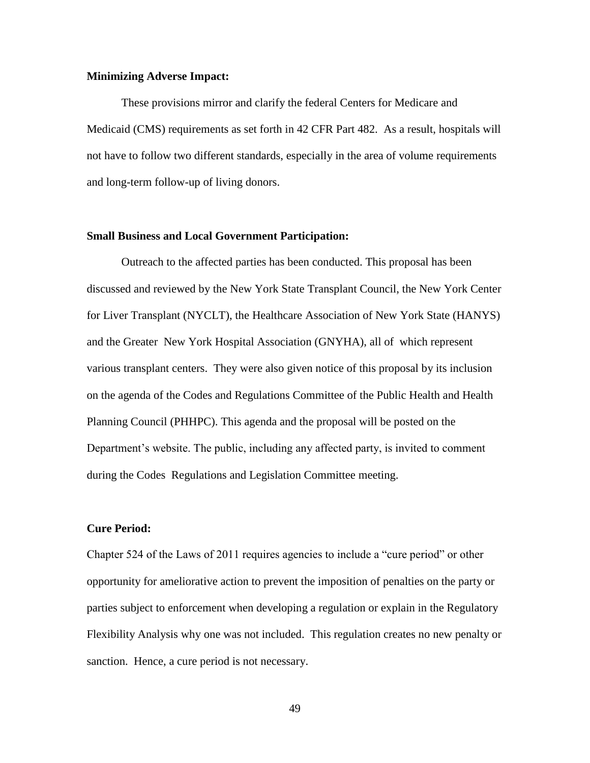**Minimizing Adverse Impact:**

These provisions mirror and clarify the federal Centers for Medicare and Medicaid (CMS) requirements as set forth in 42 CFR Part 482. As a result, hospitals will not have to follow two different standards, especially in the area of volume requirements and long-term follow-up of living donors.

**Small Business and Local Government Participation:**

Outreach to the affected parties has been conducted. This proposal has been discussed and reviewed by the New York State Transplant Council, the New York Center for Liver Transplant (NYCLT), the Healthcare Association of New York State (HANYS) and the Greater New York Hospital Association (GNYHA), all of which represent various transplant centers. They were also given notice of this proposal by its inclusion on the agenda of the Codes and Regulations Committee of the Public Health and Health Planning Council (PHHPC). This agenda and the proposal will be posted on the Department's website. The public, including any affected party, is invited to comment during the Codes Regulations and Legislation Committee meeting.

**Cure Period:**

Chapter 524 of the Laws of 2011 requires agencies to include a "cure period" or other opportunity for ameliorative action to prevent the imposition of penalties on the party or parties subject to enforcement when developing a regulation or explain in the Regulatory Flexibility Analysis why one was not included. This regulation creates no new penalty or sanction. Hence, a cure period is not necessary.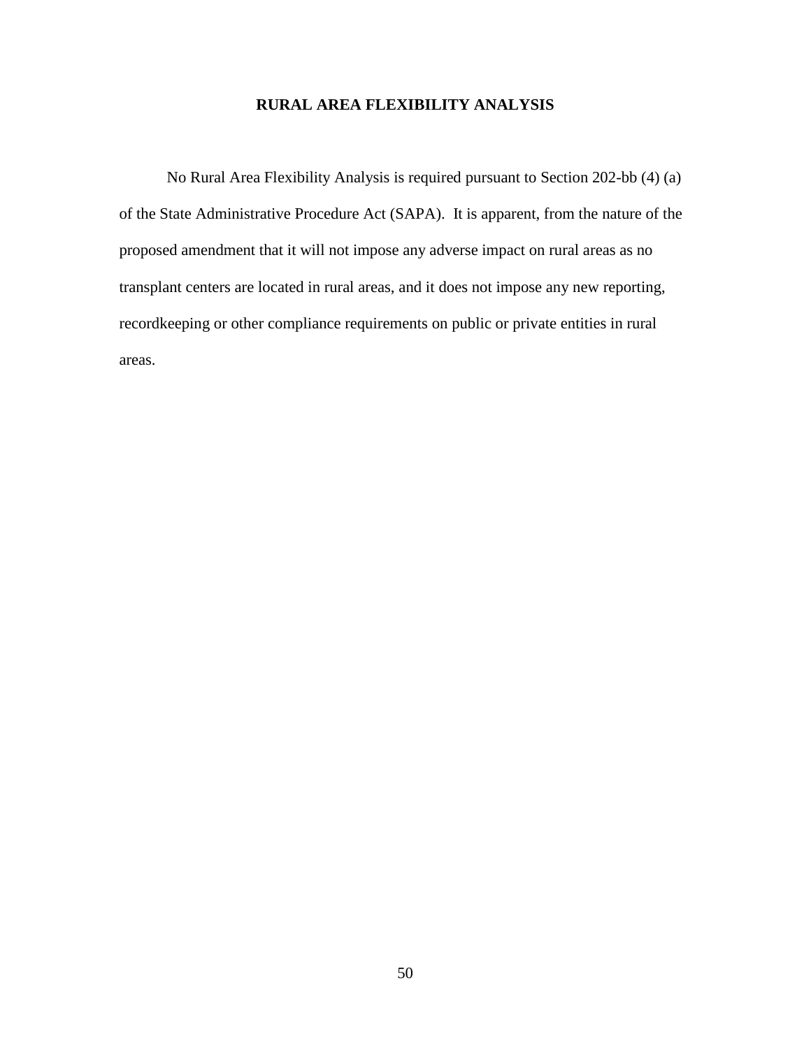## RURAL AREA FLEXIBILITY ANALYSIS

No Rural Area Flexibility Analysis is required pursuant to Section 202-bb (4) (a) of the State Administrative Procedure Act (SAPA). It is apparent, from the nature of the proposed amendment that it will not impose any adverse impact on rural areas as no transplant centers are located in rural areas, and it does not impose any new reporting, recordkeeping or other compliance requirements on public or private entities in rural areas.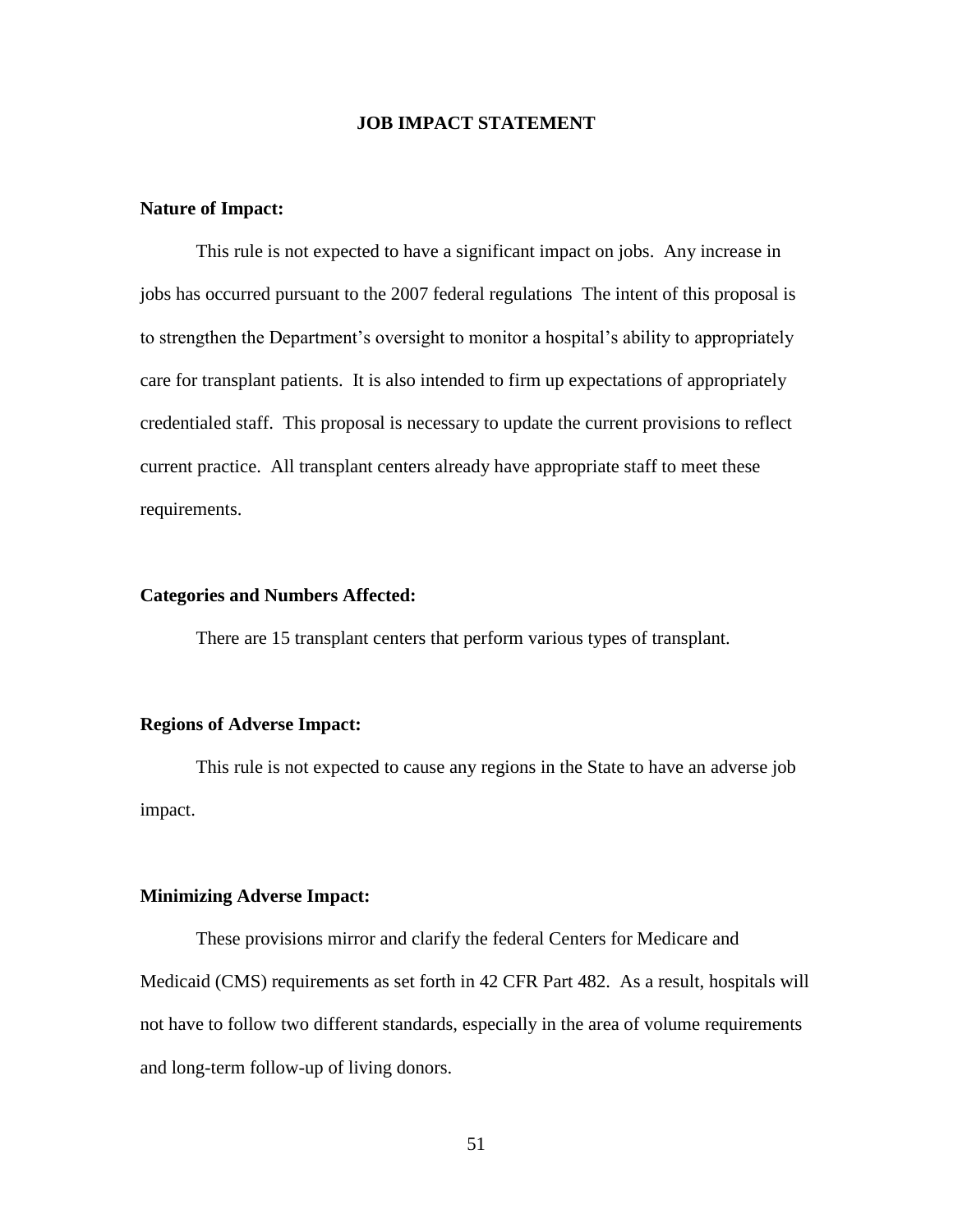# JOB IMPACT STATEMENT

**Nature of Impact:**

This rule is not expected to have a significant impact on jobs. Any increase in jobs has occurred pursuant to the 2007 federal regulations The intent of this proposal is to strengthen the Department's oversight to monitor a hospital's ability to appropriately care for transplant patients. It is also intended to firm up expectations of appropriately credentialed staff. This proposal is necessary to update the current provisions to reflect current practice. All transplant centers already have appropriate staff to meet these requirements.

**Categories and Numbers Affected:**

There are 15 transplant centers that perform various types of transplant.

**Regions of Adverse Impact:**

This rule is not expected to cause any regions in the State to have an adverse job impact.

**Minimizing Adverse Impact:**

These provisions mirror and clarify the federal Centers for Medicare and Medicaid (CMS) requirements as set forth in 42 CFR Part 482. As a result, hospitals will not have to follow two different standards, especially in the area of volume requirements and long-term follow-up of living donors.